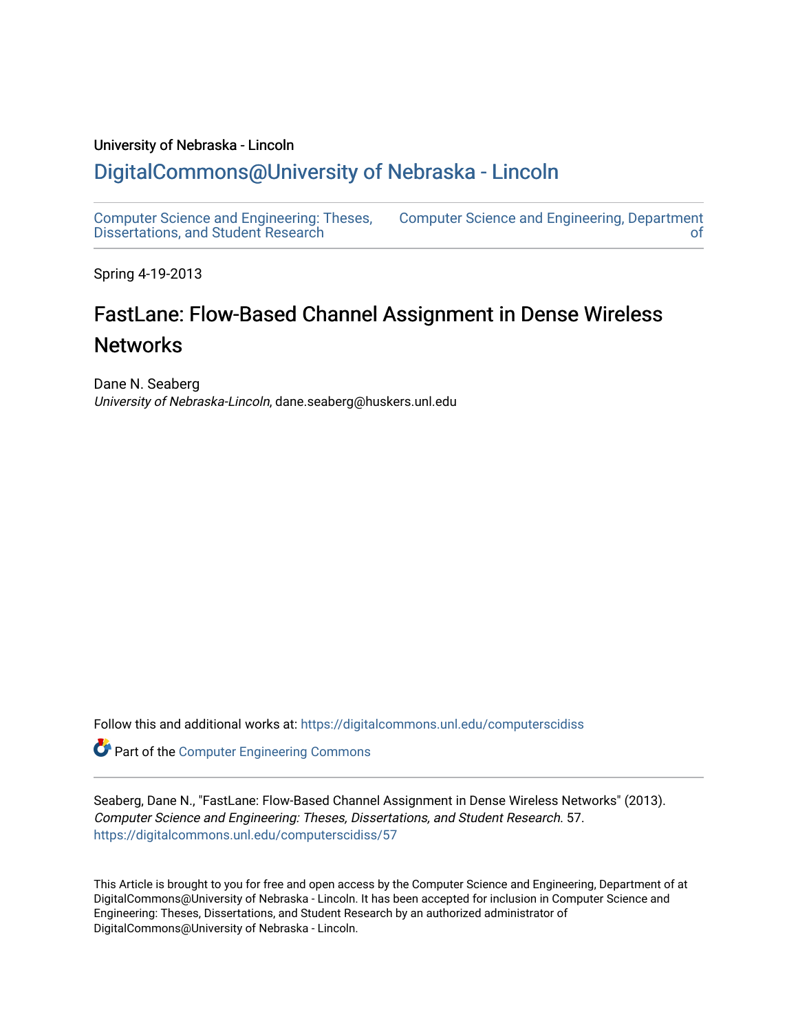University of Nebraska - Lincoln

DigitalCommons@University of Nebraska - Lincoln

Computer Science and Engineering: Theses, Dissertations, and Student Research

Computer Science and Engineering, Department of

Spring 4-19-2013

# FastLane: Flow-Based Channel Assignment in Dense Wireless Networks

Dane N. Seaberg
*University of Nebraska-Lincoln*, dane.seaberg@huskers.unl.edu

Follow this and additional works at: https://digitalcommons.unl.edu/computerscidiss

Part of the Computer Engineering Commons

Seaberg, Dane N., "FastLane: Flow-Based Channel Assignment in Dense Wireless Networks" (2013). *Computer Science and Engineering: Theses, Dissertations, and Student Research*. 57.
https://digitalcommons.unl.edu/computerscidiss/57

This Article is brought to you for free and open access by the Computer Science and Engineering, Department of at DigitalCommons@University of Nebraska - Lincoln. It has been accepted for inclusion in Computer Science and Engineering: Theses, Dissertations, and Student Research by an authorized administrator of DigitalCommons@University of Nebraska - Lincoln.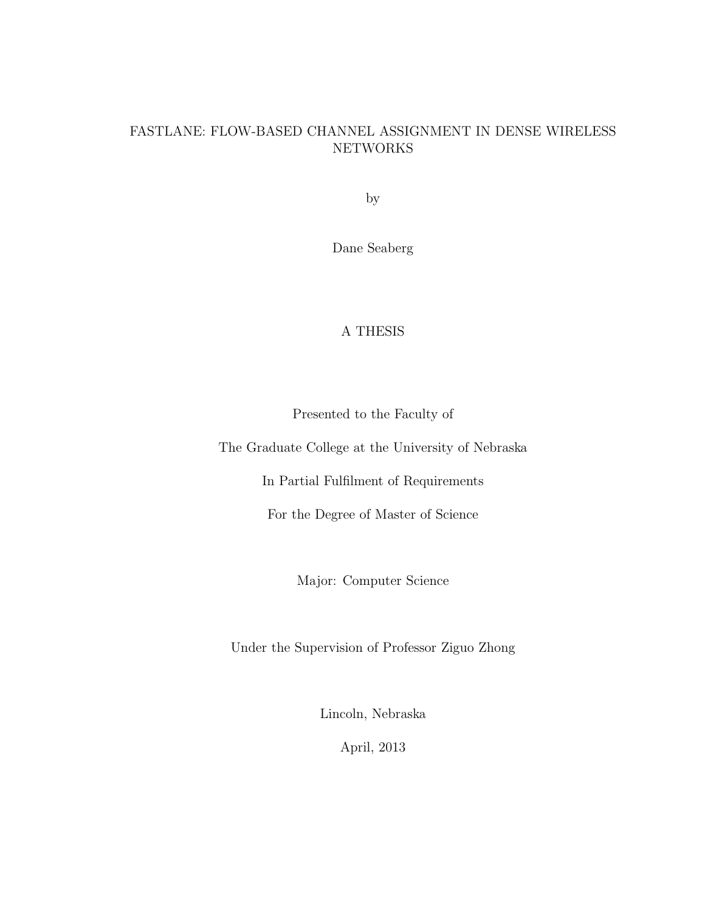# FASTLANE: FLOW-BASED CHANNEL ASSIGNMENT IN DENSE WIRELESS NETWORKS

by

Dane Seaberg

A THESIS

Presented to the Faculty of

The Graduate College at the University of Nebraska

In Partial Fulfilment of Requirements

For the Degree of Master of Science

Major: Computer Science

Under the Supervision of Professor Ziguo Zhong

Lincoln, Nebraska

April, 2013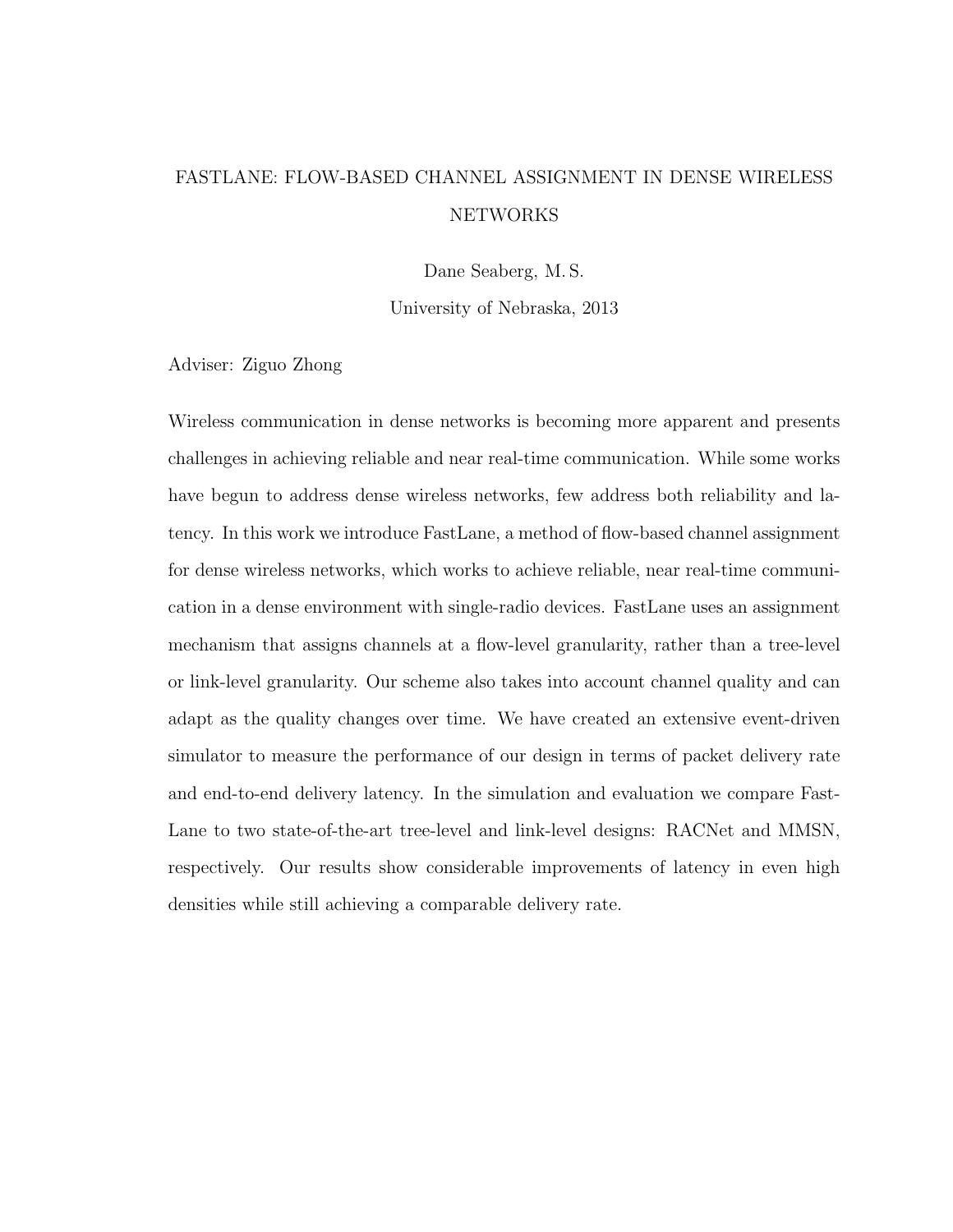FASTLANE: FLOW-BASED CHANNEL ASSIGNMENT IN DENSE WIRELESS NETWORKS

Dane Seaberg, M. S.

University of Nebraska, 2013

Adviser: Ziguo Zhong

Wireless communication in dense networks is becoming more apparent and presents challenges in achieving reliable and near real-time communication. While some works have begun to address dense wireless networks, few address both reliability and latency. In this work we introduce FastLane, a method of flow-based channel assignment for dense wireless networks, which works to achieve reliable, near real-time communication in a dense environment with single-radio devices. FastLane uses an assignment mechanism that assigns channels at a flow-level granularity, rather than a tree-level or link-level granularity. Our scheme also takes into account channel quality and can adapt as the quality changes over time. We have created an extensive event-driven simulator to measure the performance of our design in terms of packet delivery rate and end-to-end delivery latency. In the simulation and evaluation we compare FastLane to two state-of-the-art tree-level and link-level designs: RACNet and MMSN, respectively. Our results show considerable improvements of latency in even high densities while still achieving a comparable delivery rate.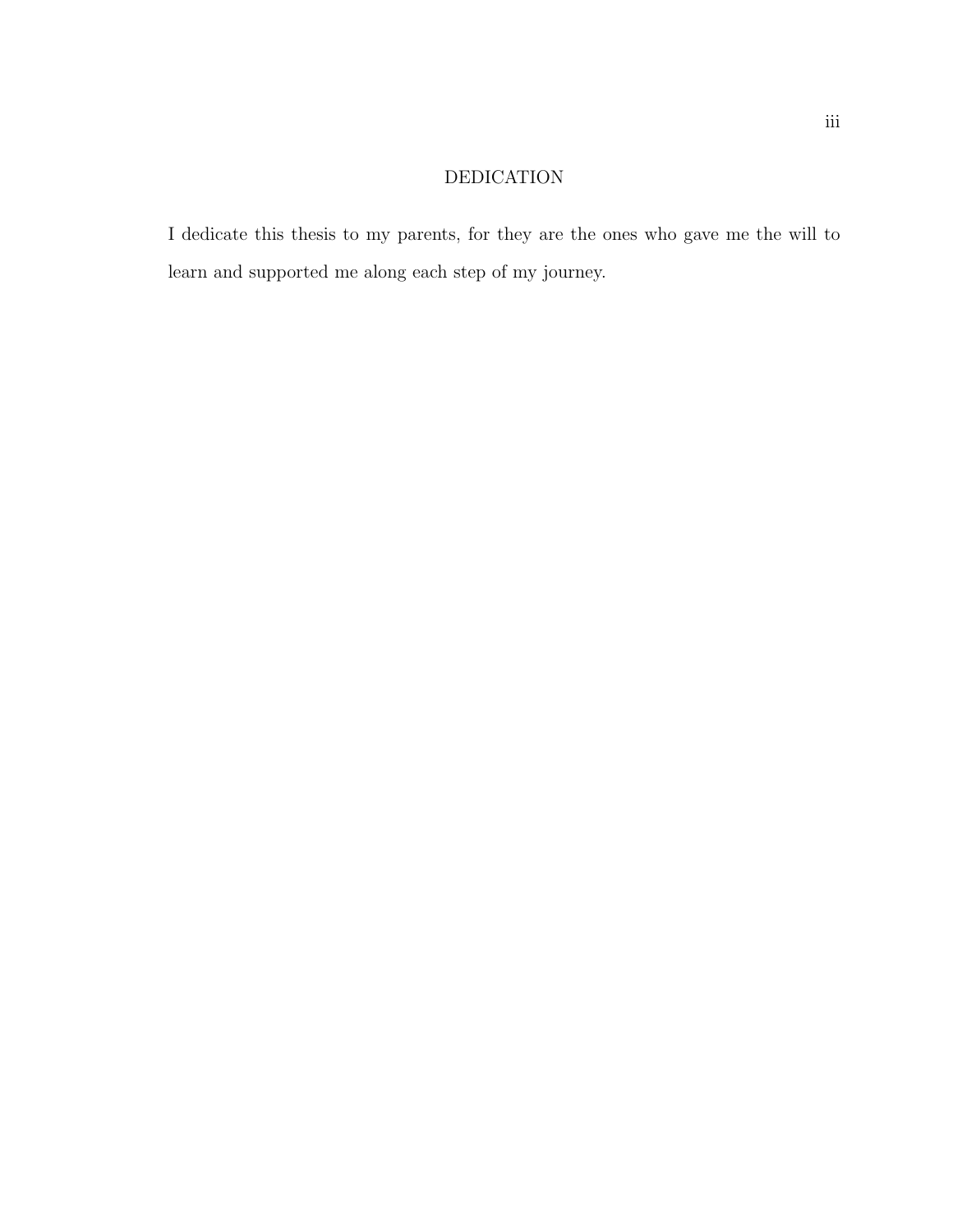## DEDICATION

I dedicate this thesis to my parents, for they are the ones who gave me the will to learn and supported me along each step of my journey.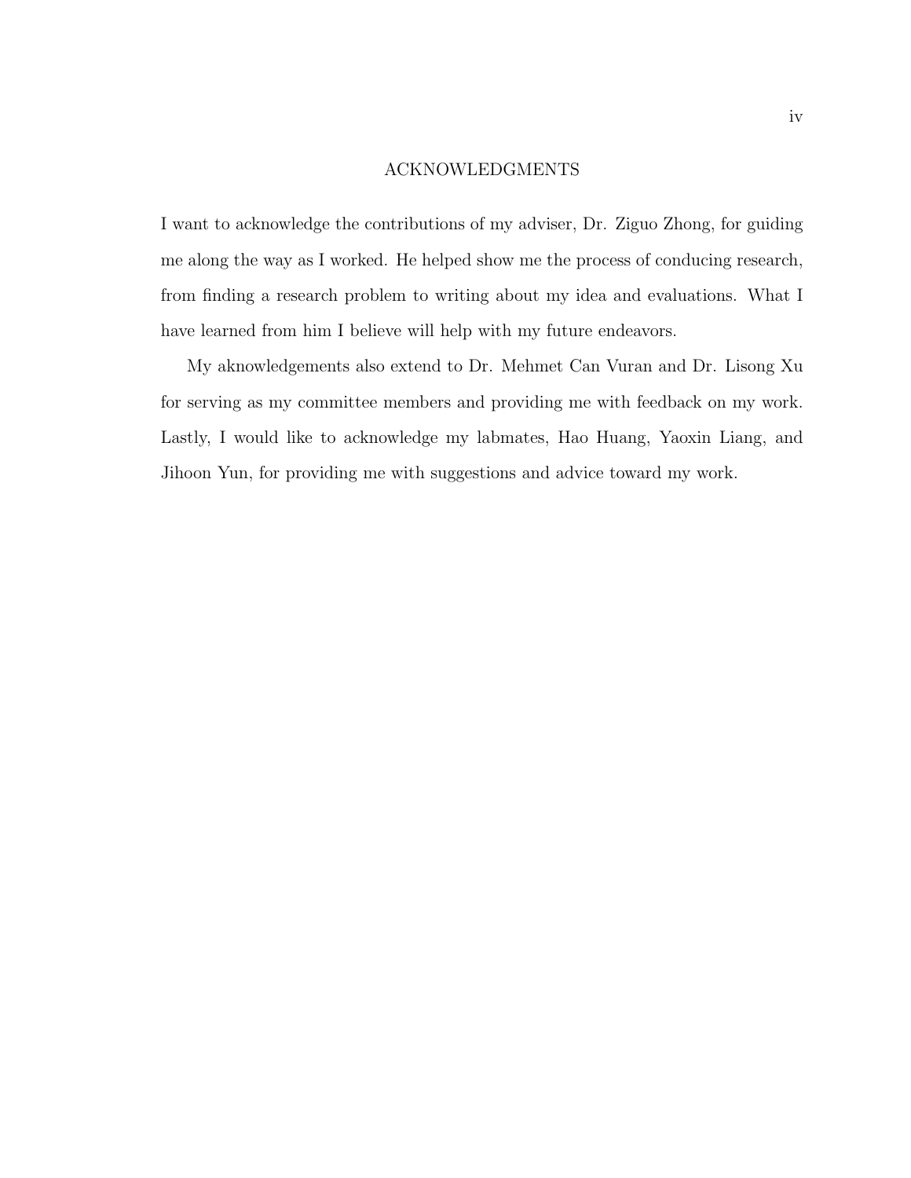# ACKNOWLEDGMENTS

I want to acknowledge the contributions of my adviser, Dr. Ziguo Zhong, for guiding me along the way as I worked. He helped show me the process of conducing research, from finding a research problem to writing about my idea and evaluations. What I have learned from him I believe will help with my future endeavors.

My aknowledgements also extend to Dr. Mehmet Can Vuran and Dr. Lisong Xu for serving as my committee members and providing me with feedback on my work. Lastly, I would like to acknowledge my labmates, Hao Huang, Yaoxin Liang, and Jihoon Yun, for providing me with suggestions and advice toward my work.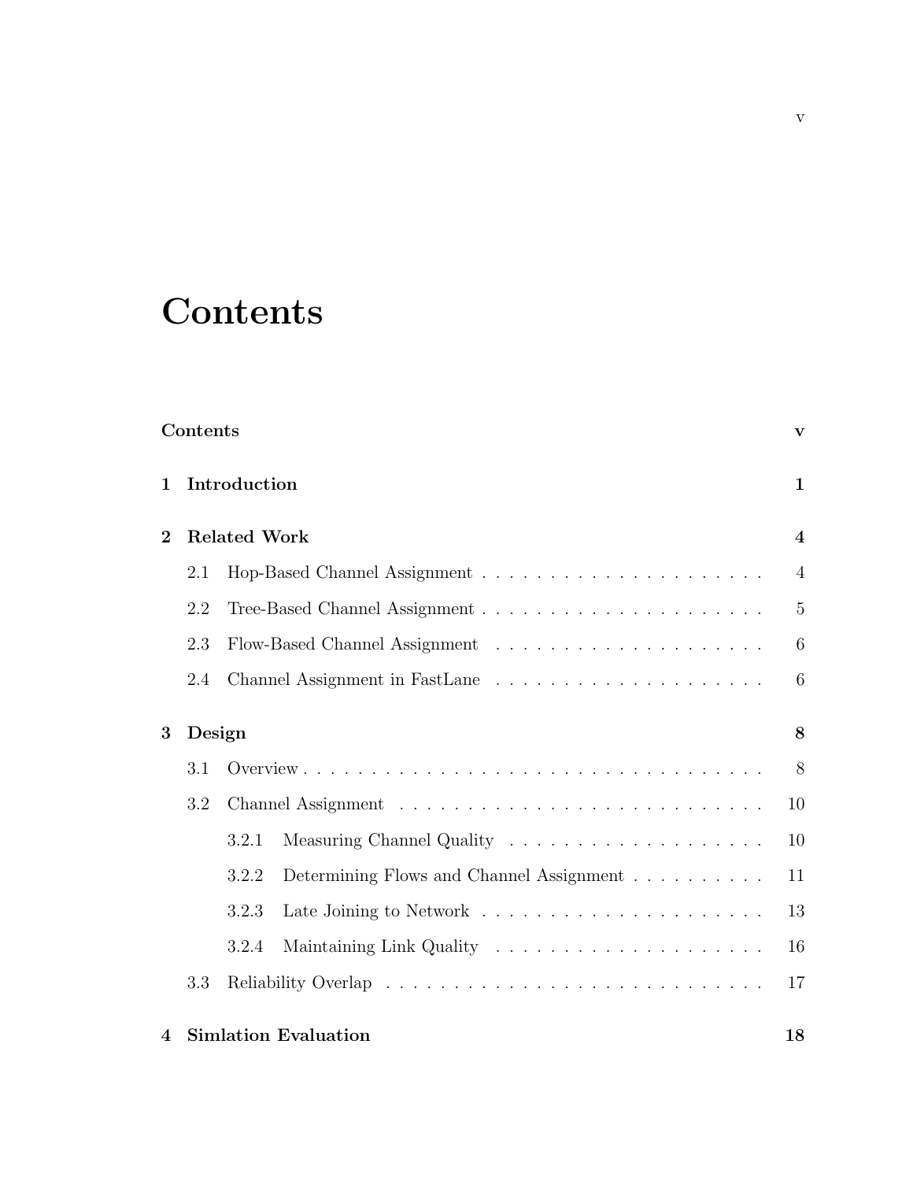# Contents

**Contents** **v**

**1 Introduction** **1**

**2 Related Work** **4**

- 2.1 Hop-Based Channel Assignment . . . . . 4
- 2.2 Tree-Based Channel Assignment . . . . . 5
- 2.3 Flow-Based Channel Assignment . . . . . 6
- 2.4 Channel Assignment in FastLane . . . . . 6

**3 Design** **8**

- 3.1 Overview . . . . . 8
- 3.2 Channel Assignment . . . . . 10
  - 3.2.1 Measuring Channel Quality . . . . . 10
  - 3.2.2 Determining Flows and Channel Assignment . . . . . 11
  - 3.2.3 Late Joining to Network . . . . . 13
  - 3.2.4 Maintaining Link Quality . . . . . 16
- 3.3 Reliability Overlap . . . . . 17

**4 Simlation Evaluation** **18**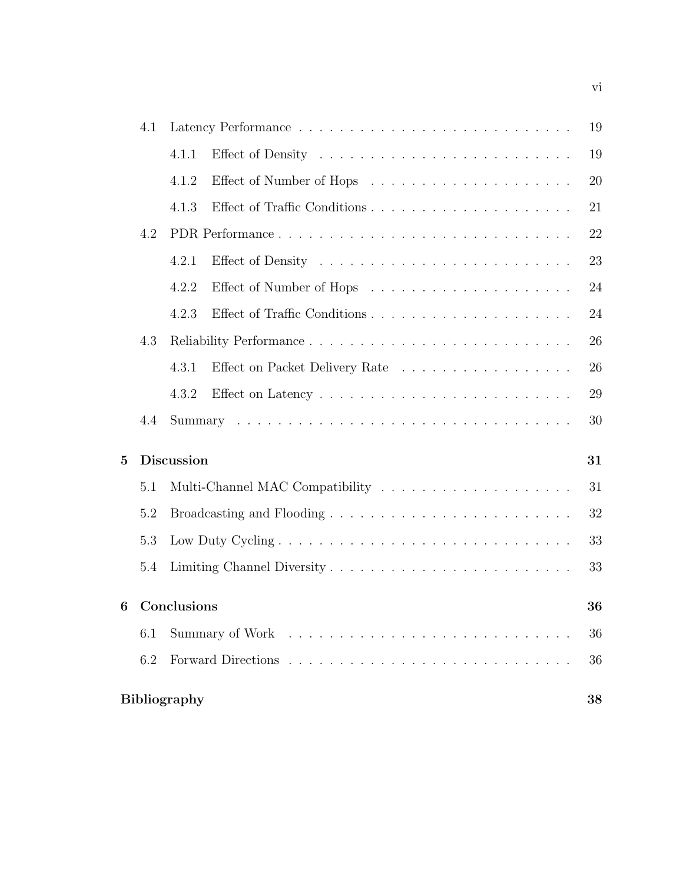| | | |
|---|---|---|
| 4.1 | Latency Performance | 19 |
| 4.1.1 | Effect of Density | 19 |
| 4.1.2 | Effect of Number of Hops | 20 |
| 4.1.3 | Effect of Traffic Conditions | 21 |
| 4.2 | PDR Performance | 22 |
| 4.2.1 | Effect of Density | 23 |
| 4.2.2 | Effect of Number of Hops | 24 |
| 4.2.3 | Effect of Traffic Conditions | 24 |
| 4.3 | Reliability Performance | 26 |
| 4.3.1 | Effect on Packet Delivery Rate | 26 |
| 4.3.2 | Effect on Latency | 29 |
| 4.4 | Summary | 30 |
| **5** | **Discussion** | **31** |
| 5.1 | Multi-Channel MAC Compatibility | 31 |
| 5.2 | Broadcasting and Flooding | 32 |
| 5.3 | Low Duty Cycling | 33 |
| 5.4 | Limiting Channel Diversity | 33 |
| **6** | **Conclusions** | **36** |
| 6.1 | Summary of Work | 36 |
| 6.2 | Forward Directions | 36 |
| | **Bibliography** | **38** |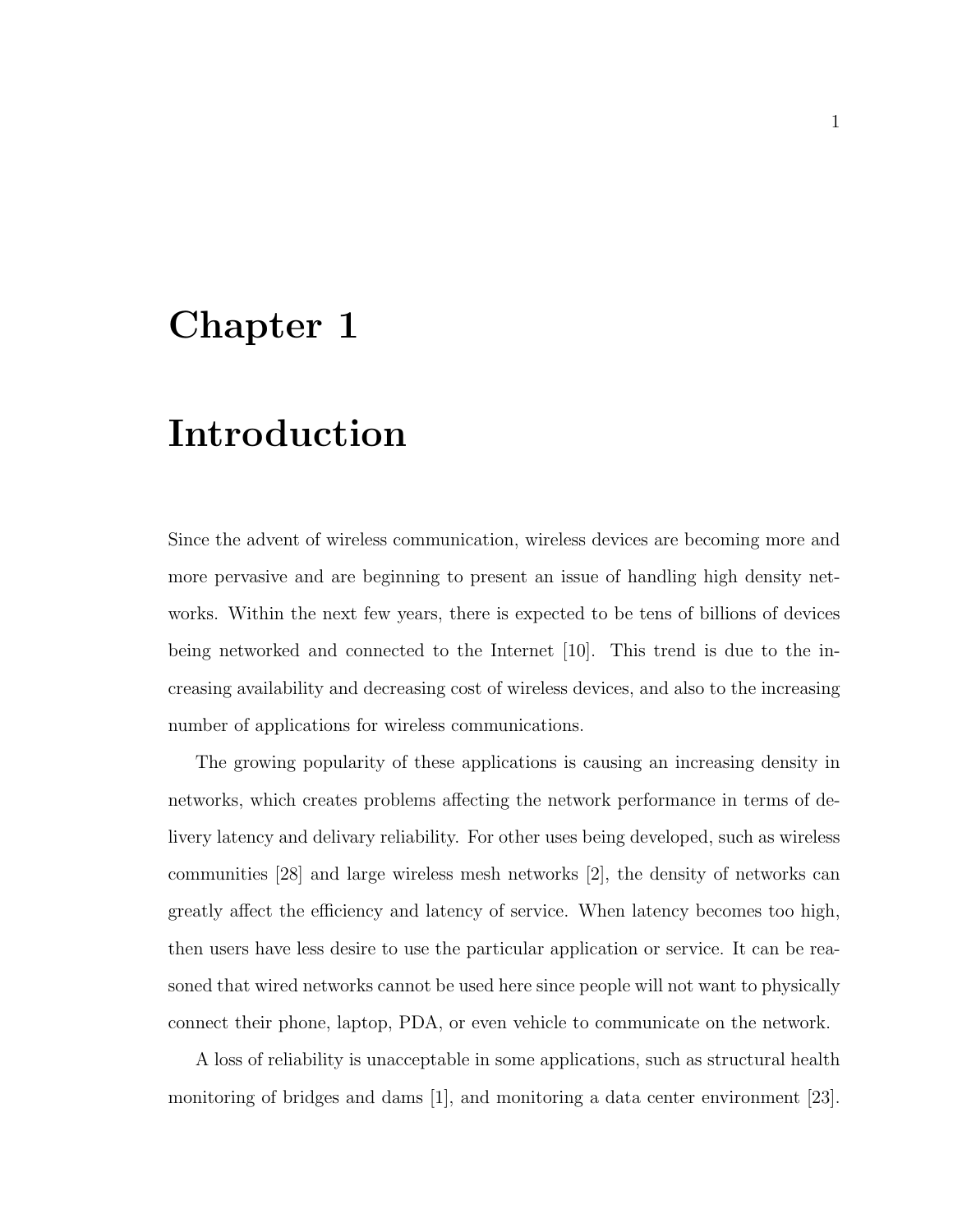# Chapter 1

# Introduction

Since the advent of wireless communication, wireless devices are becoming more and more pervasive and are beginning to present an issue of handling high density networks. Within the next few years, there is expected to be tens of billions of devices being networked and connected to the Internet [10]. This trend is due to the increasing availability and decreasing cost of wireless devices, and also to the increasing number of applications for wireless communications.

The growing popularity of these applications is causing an increasing density in networks, which creates problems affecting the network performance in terms of delivery latency and delivary reliability. For other uses being developed, such as wireless communities [28] and large wireless mesh networks [2], the density of networks can greatly affect the efficiency and latency of service. When latency becomes too high, then users have less desire to use the particular application or service. It can be reasoned that wired networks cannot be used here since people will not want to physically connect their phone, laptop, PDA, or even vehicle to communicate on the network.

A loss of reliability is unacceptable in some applications, such as structural health monitoring of bridges and dams [1], and monitoring a data center environment [23].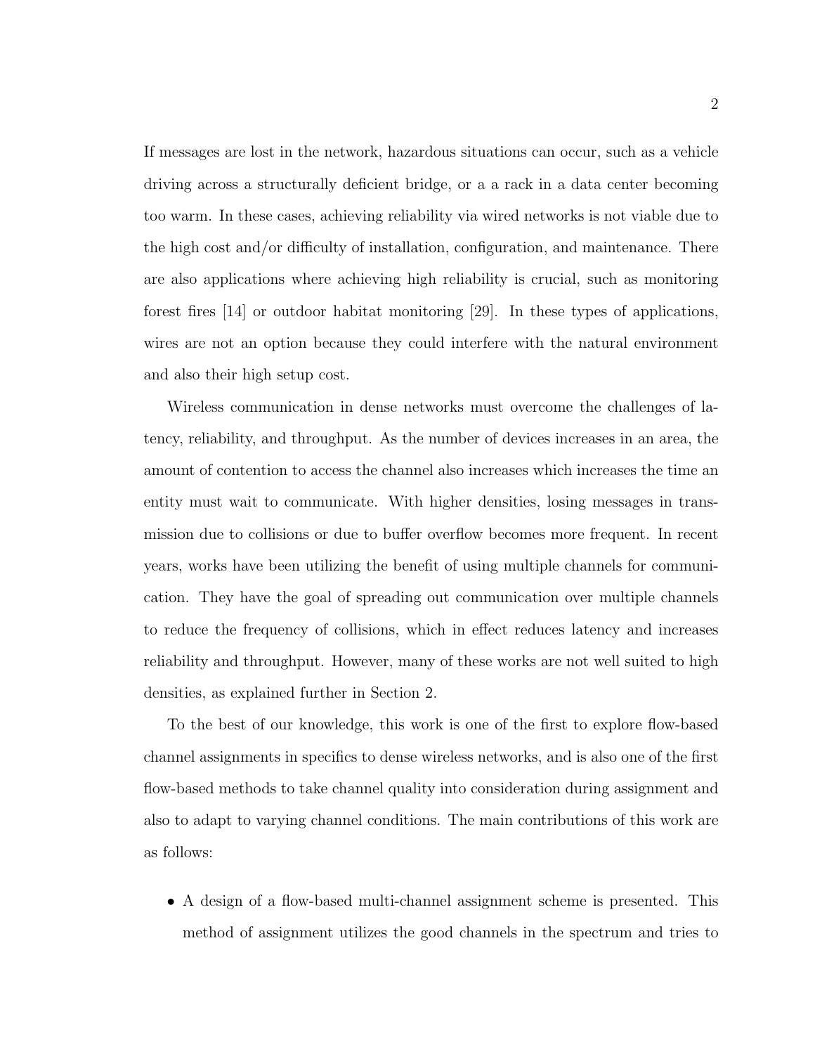If messages are lost in the network, hazardous situations can occur, such as a vehicle driving across a structurally deficient bridge, or a a rack in a data center becoming too warm. In these cases, achieving reliability via wired networks is not viable due to the high cost and/or difficulty of installation, configuration, and maintenance. There are also applications where achieving high reliability is crucial, such as monitoring forest fires [14] or outdoor habitat monitoring [29]. In these types of applications, wires are not an option because they could interfere with the natural environment and also their high setup cost.

Wireless communication in dense networks must overcome the challenges of latency, reliability, and throughput. As the number of devices increases in an area, the amount of contention to access the channel also increases which increases the time an entity must wait to communicate. With higher densities, losing messages in transmission due to collisions or due to buffer overflow becomes more frequent. In recent years, works have been utilizing the benefit of using multiple channels for communication. They have the goal of spreading out communication over multiple channels to reduce the frequency of collisions, which in effect reduces latency and increases reliability and throughput. However, many of these works are not well suited to high densities, as explained further in Section 2.

To the best of our knowledge, this work is one of the first to explore flow-based channel assignments in specifics to dense wireless networks, and is also one of the first flow-based methods to take channel quality into consideration during assignment and also to adapt to varying channel conditions. The main contributions of this work are as follows:

- A design of a flow-based multi-channel assignment scheme is presented. This method of assignment utilizes the good channels in the spectrum and tries to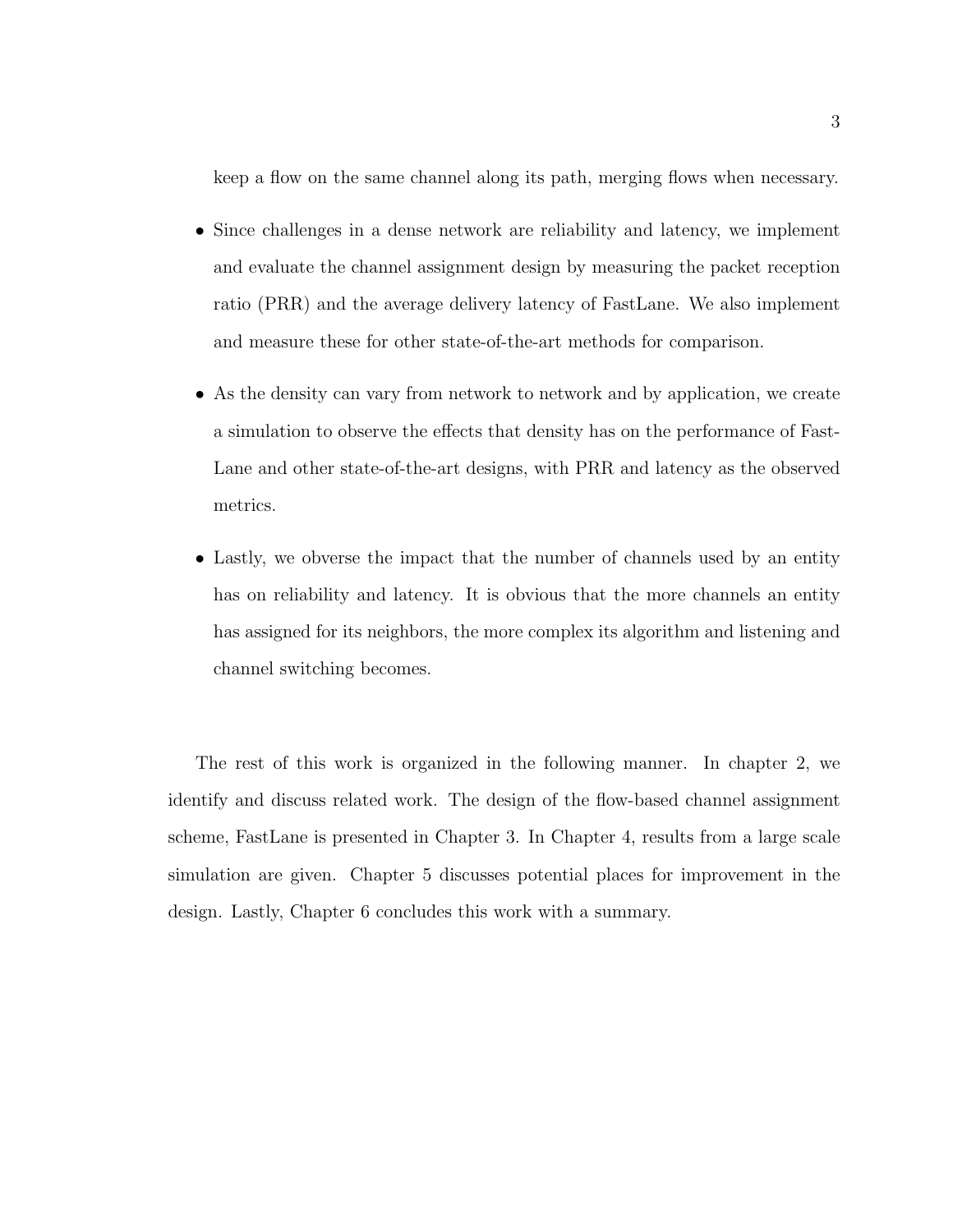keep a flow on the same channel along its path, merging flows when necessary.

- Since challenges in a dense network are reliability and latency, we implement and evaluate the channel assignment design by measuring the packet reception ratio (PRR) and the average delivery latency of FastLane. We also implement and measure these for other state-of-the-art methods for comparison.
- As the density can vary from network to network and by application, we create a simulation to observe the effects that density has on the performance of FastLane and other state-of-the-art designs, with PRR and latency as the observed metrics.
- Lastly, we obverse the impact that the number of channels used by an entity has on reliability and latency. It is obvious that the more channels an entity has assigned for its neighbors, the more complex its algorithm and listening and channel switching becomes.

The rest of this work is organized in the following manner. In chapter 2, we identify and discuss related work. The design of the flow-based channel assignment scheme, FastLane is presented in Chapter 3. In Chapter 4, results from a large scale simulation are given. Chapter 5 discusses potential places for improvement in the design. Lastly, Chapter 6 concludes this work with a summary.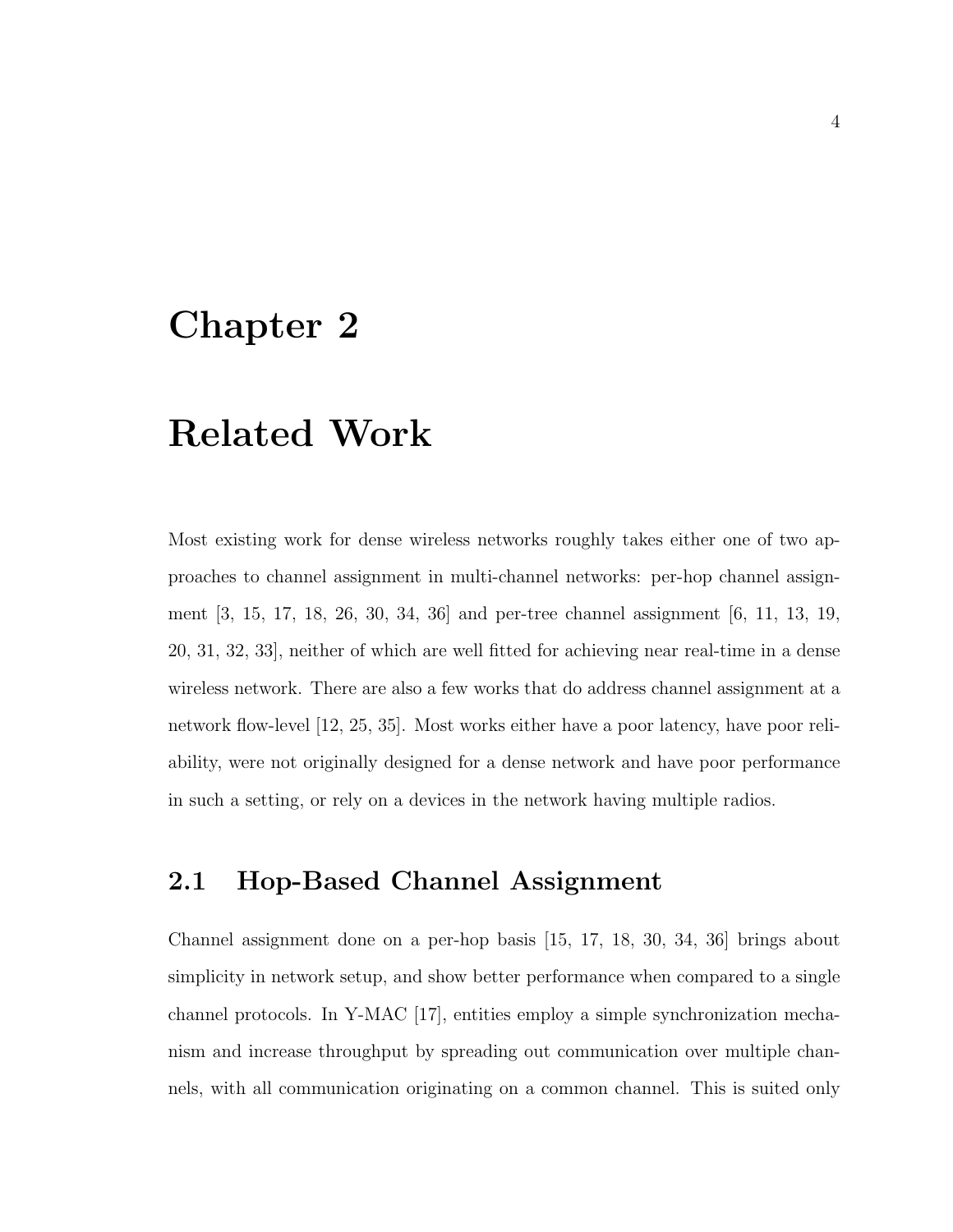# Chapter 2

# Related Work

Most existing work for dense wireless networks roughly takes either one of two approaches to channel assignment in multi-channel networks: per-hop channel assignment [3, 15, 17, 18, 26, 30, 34, 36] and per-tree channel assignment [6, 11, 13, 19, 20, 31, 32, 33], neither of which are well fitted for achieving near real-time in a dense wireless network. There are also a few works that do address channel assignment at a network flow-level [12, 25, 35]. Most works either have a poor latency, have poor reliability, were not originally designed for a dense network and have poor performance in such a setting, or rely on a devices in the network having multiple radios.

## 2.1 Hop-Based Channel Assignment

Channel assignment done on a per-hop basis [15, 17, 18, 30, 34, 36] brings about simplicity in network setup, and show better performance when compared to a single channel protocols. In Y-MAC [17], entities employ a simple synchronization mechanism and increase throughput by spreading out communication over multiple channels, with all communication originating on a common channel. This is suited only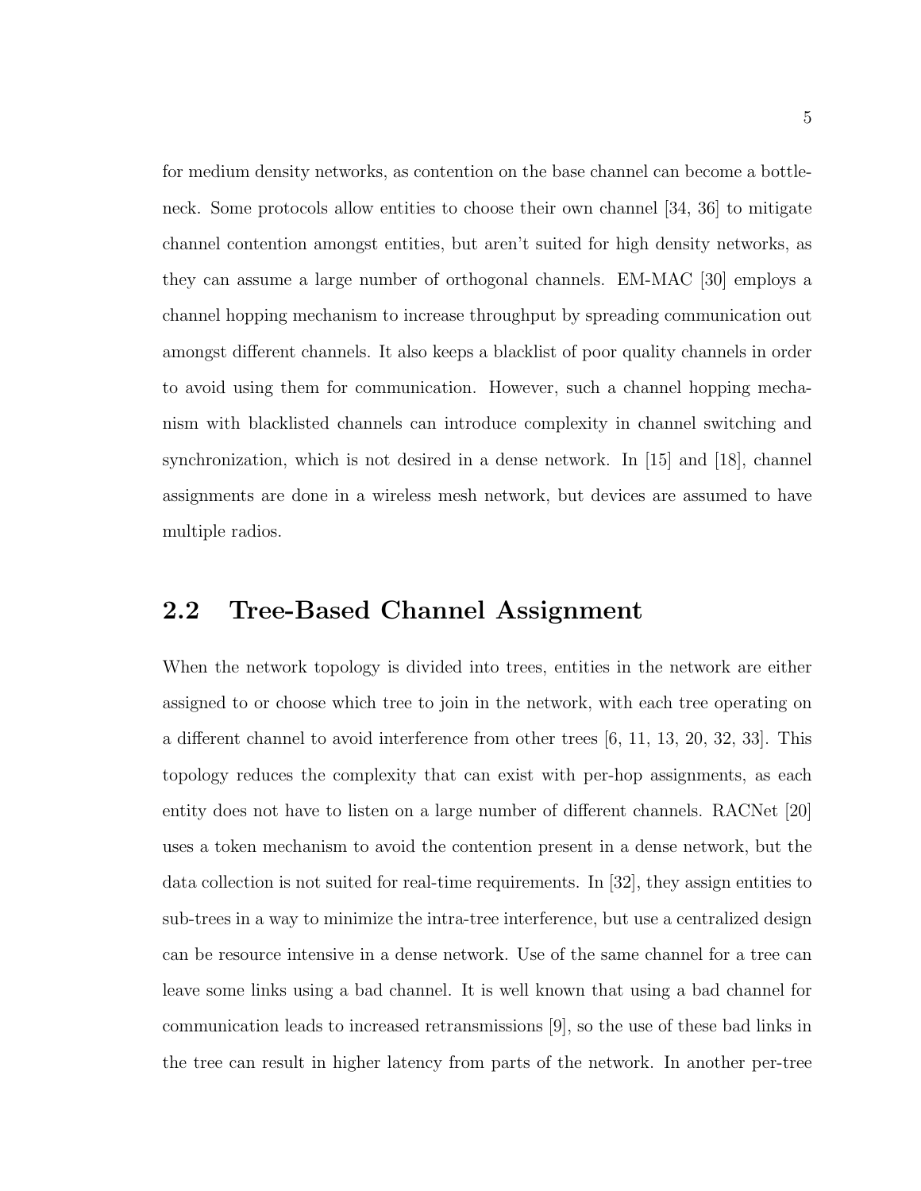for medium density networks, as contention on the base channel can become a bottleneck. Some protocols allow entities to choose their own channel [34, 36] to mitigate channel contention amongst entities, but aren't suited for high density networks, as they can assume a large number of orthogonal channels. EM-MAC [30] employs a channel hopping mechanism to increase throughput by spreading communication out amongst different channels. It also keeps a blacklist of poor quality channels in order to avoid using them for communication. However, such a channel hopping mechanism with blacklisted channels can introduce complexity in channel switching and synchronization, which is not desired in a dense network. In [15] and [18], channel assignments are done in a wireless mesh network, but devices are assumed to have multiple radios.

## 2.2 Tree-Based Channel Assignment

When the network topology is divided into trees, entities in the network are either assigned to or choose which tree to join in the network, with each tree operating on a different channel to avoid interference from other trees [6, 11, 13, 20, 32, 33]. This topology reduces the complexity that can exist with per-hop assignments, as each entity does not have to listen on a large number of different channels. RACNet [20] uses a token mechanism to avoid the contention present in a dense network, but the data collection is not suited for real-time requirements. In [32], they assign entities to sub-trees in a way to minimize the intra-tree interference, but use a centralized design can be resource intensive in a dense network. Use of the same channel for a tree can leave some links using a bad channel. It is well known that using a bad channel for communication leads to increased retransmissions [9], so the use of these bad links in the tree can result in higher latency from parts of the network. In another per-tree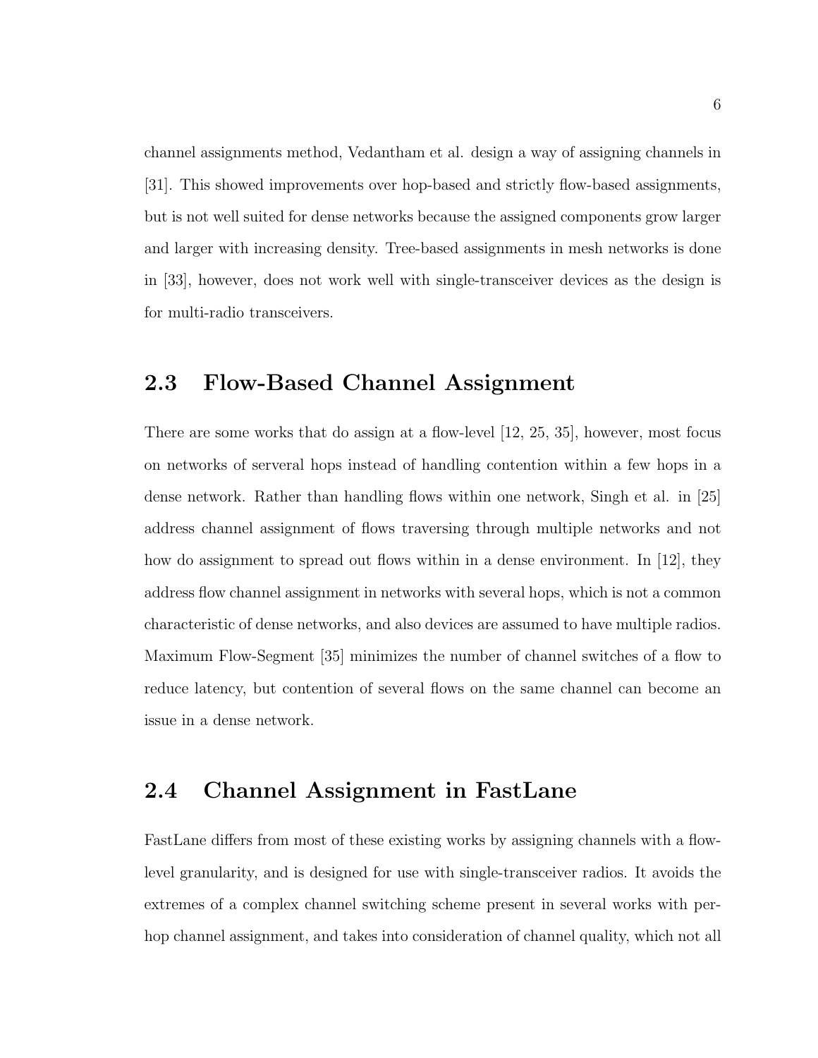channel assignments method, Vedantham et al. design a way of assigning channels in [31]. This showed improvements over hop-based and strictly flow-based assignments, but is not well suited for dense networks because the assigned components grow larger and larger with increasing density. Tree-based assignments in mesh networks is done in [33], however, does not work well with single-transceiver devices as the design is for multi-radio transceivers.

## 2.3 Flow-Based Channel Assignment

There are some works that do assign at a flow-level [12, 25, 35], however, most focus on networks of serveral hops instead of handling contention within a few hops in a dense network. Rather than handling flows within one network, Singh et al. in [25] address channel assignment of flows traversing through multiple networks and not how do assignment to spread out flows within in a dense environment. In [12], they address flow channel assignment in networks with several hops, which is not a common characteristic of dense networks, and also devices are assumed to have multiple radios. Maximum Flow-Segment [35] minimizes the number of channel switches of a flow to reduce latency, but contention of several flows on the same channel can become an issue in a dense network.

## 2.4 Channel Assignment in FastLane

FastLane differs from most of these existing works by assigning channels with a flow-level granularity, and is designed for use with single-transceiver radios. It avoids the extremes of a complex channel switching scheme present in several works with per-hop channel assignment, and takes into consideration of channel quality, which not all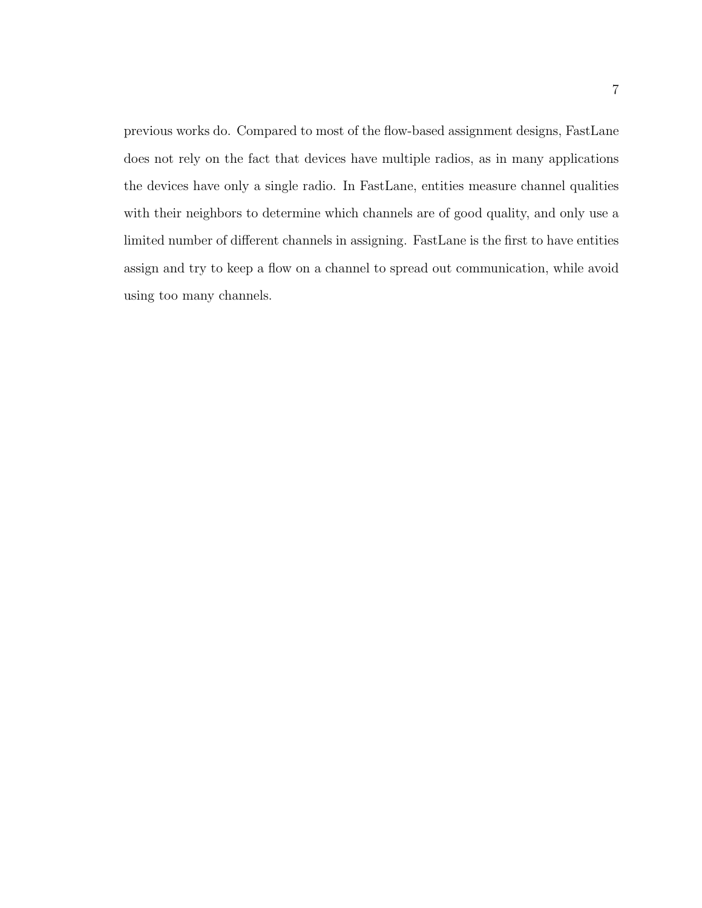previous works do. Compared to most of the flow-based assignment designs, FastLane does not rely on the fact that devices have multiple radios, as in many applications the devices have only a single radio. In FastLane, entities measure channel qualities with their neighbors to determine which channels are of good quality, and only use a limited number of different channels in assigning. FastLane is the first to have entities assign and try to keep a flow on a channel to spread out communication, while avoid using too many channels.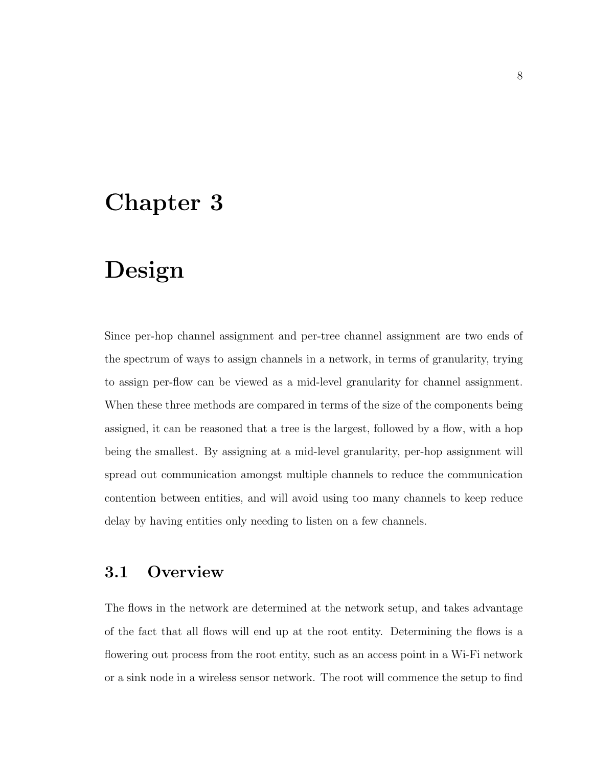# Chapter 3

# Design

Since per-hop channel assignment and per-tree channel assignment are two ends of the spectrum of ways to assign channels in a network, in terms of granularity, trying to assign per-flow can be viewed as a mid-level granularity for channel assignment. When these three methods are compared in terms of the size of the components being assigned, it can be reasoned that a tree is the largest, followed by a flow, with a hop being the smallest. By assigning at a mid-level granularity, per-hop assignment will spread out communication amongst multiple channels to reduce the communication contention between entities, and will avoid using too many channels to keep reduce delay by having entities only needing to listen on a few channels.

## 3.1 Overview

The flows in the network are determined at the network setup, and takes advantage of the fact that all flows will end up at the root entity. Determining the flows is a flowering out process from the root entity, such as an access point in a Wi-Fi network or a sink node in a wireless sensor network. The root will commence the setup to find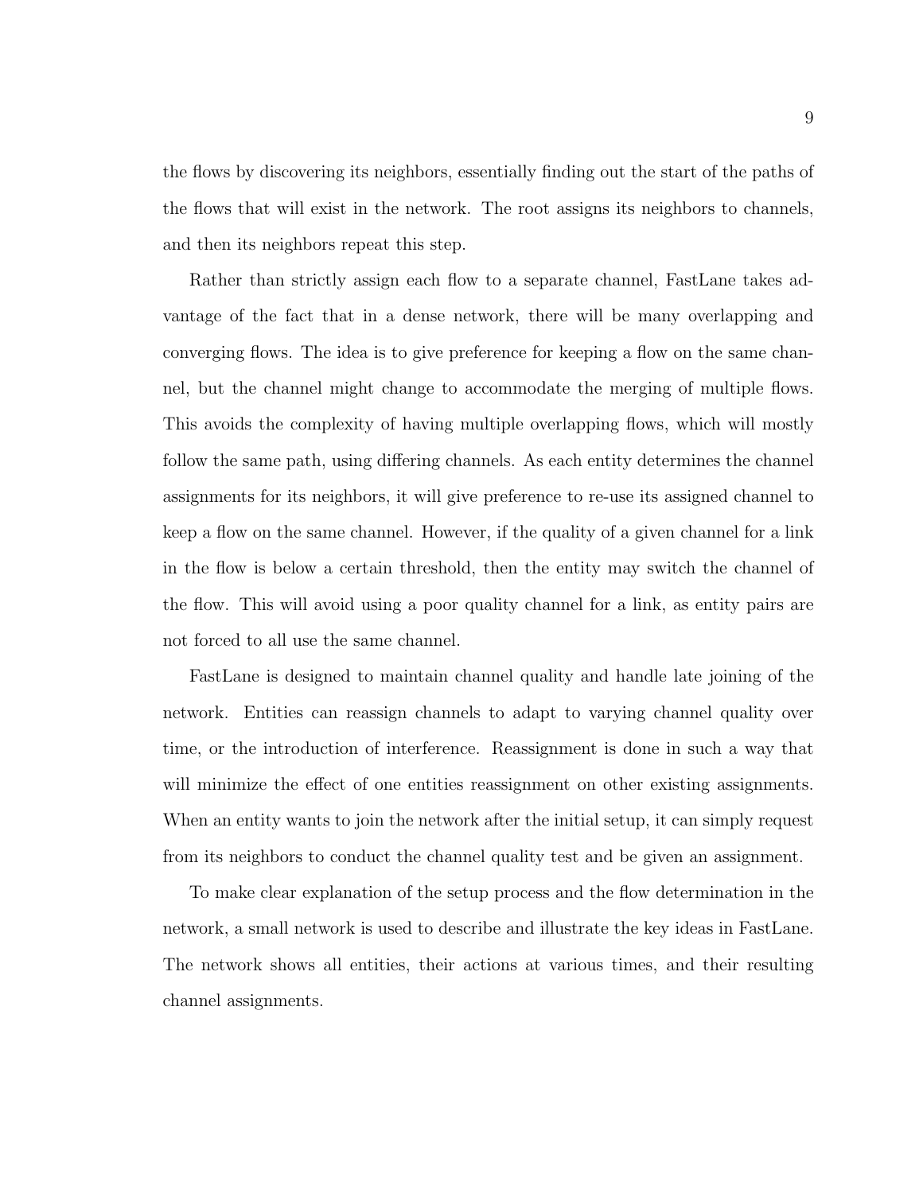the flows by discovering its neighbors, essentially finding out the start of the paths of the flows that will exist in the network. The root assigns its neighbors to channels, and then its neighbors repeat this step.

Rather than strictly assign each flow to a separate channel, FastLane takes advantage of the fact that in a dense network, there will be many overlapping and converging flows. The idea is to give preference for keeping a flow on the same channel, but the channel might change to accommodate the merging of multiple flows. This avoids the complexity of having multiple overlapping flows, which will mostly follow the same path, using differing channels. As each entity determines the channel assignments for its neighbors, it will give preference to re-use its assigned channel to keep a flow on the same channel. However, if the quality of a given channel for a link in the flow is below a certain threshold, then the entity may switch the channel of the flow. This will avoid using a poor quality channel for a link, as entity pairs are not forced to all use the same channel.

FastLane is designed to maintain channel quality and handle late joining of the network. Entities can reassign channels to adapt to varying channel quality over time, or the introduction of interference. Reassignment is done in such a way that will minimize the effect of one entities reassignment on other existing assignments. When an entity wants to join the network after the initial setup, it can simply request from its neighbors to conduct the channel quality test and be given an assignment.

To make clear explanation of the setup process and the flow determination in the network, a small network is used to describe and illustrate the key ideas in FastLane. The network shows all entities, their actions at various times, and their resulting channel assignments.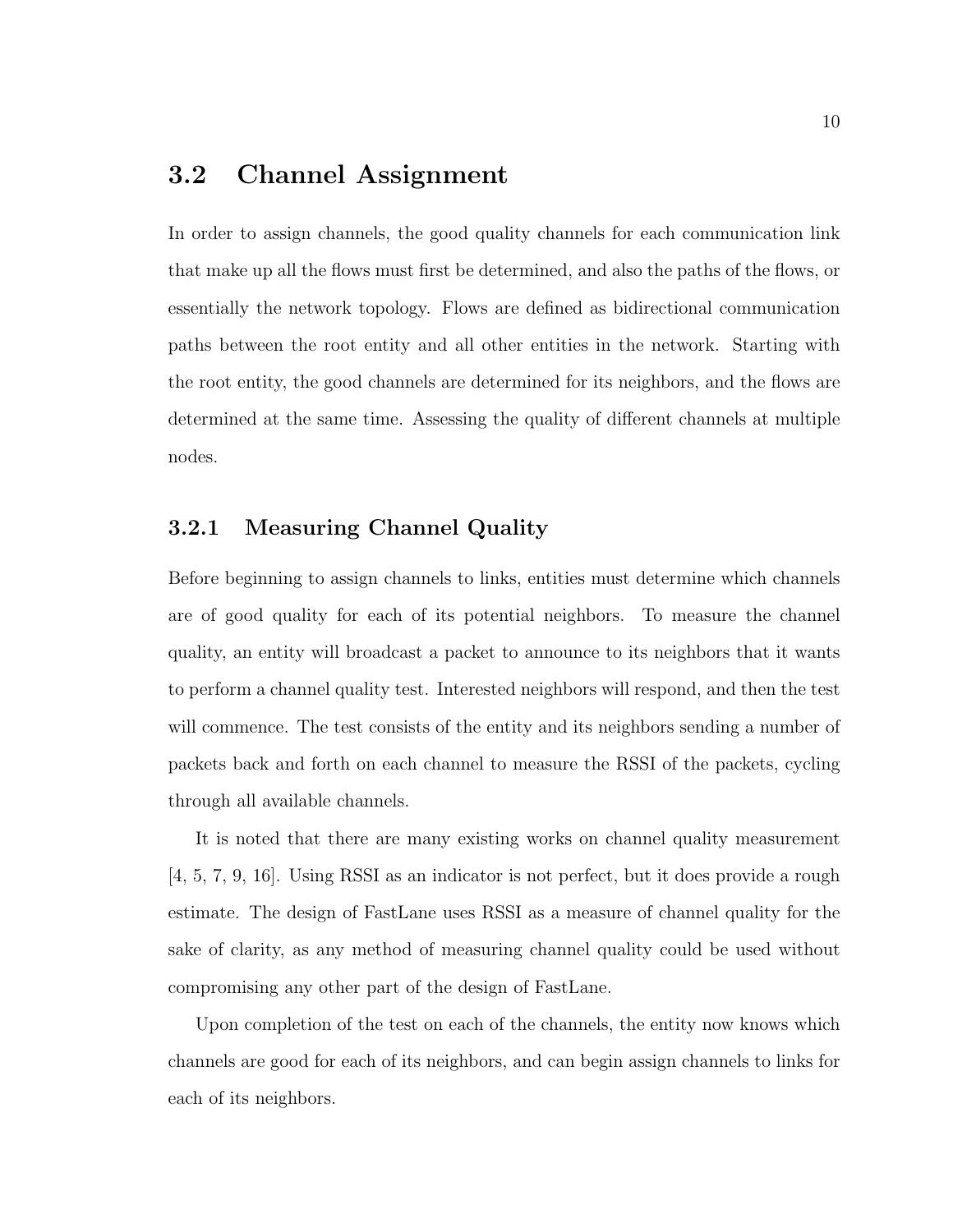## 3.2 Channel Assignment

In order to assign channels, the good quality channels for each communication link that make up all the flows must first be determined, and also the paths of the flows, or essentially the network topology. Flows are defined as bidirectional communication paths between the root entity and all other entities in the network. Starting with the root entity, the good channels are determined for its neighbors, and the flows are determined at the same time. Assessing the quality of different channels at multiple nodes.

### 3.2.1 Measuring Channel Quality

Before beginning to assign channels to links, entities must determine which channels are of good quality for each of its potential neighbors. To measure the channel quality, an entity will broadcast a packet to announce to its neighbors that it wants to perform a channel quality test. Interested neighbors will respond, and then the test will commence. The test consists of the entity and its neighbors sending a number of packets back and forth on each channel to measure the RSSI of the packets, cycling through all available channels.

It is noted that there are many existing works on channel quality measurement [4, 5, 7, 9, 16]. Using RSSI as an indicator is not perfect, but it does provide a rough estimate. The design of FastLane uses RSSI as a measure of channel quality for the sake of clarity, as any method of measuring channel quality could be used without compromising any other part of the design of FastLane.

Upon completion of the test on each of the channels, the entity now knows which channels are good for each of its neighbors, and can begin assign channels to links for each of its neighbors.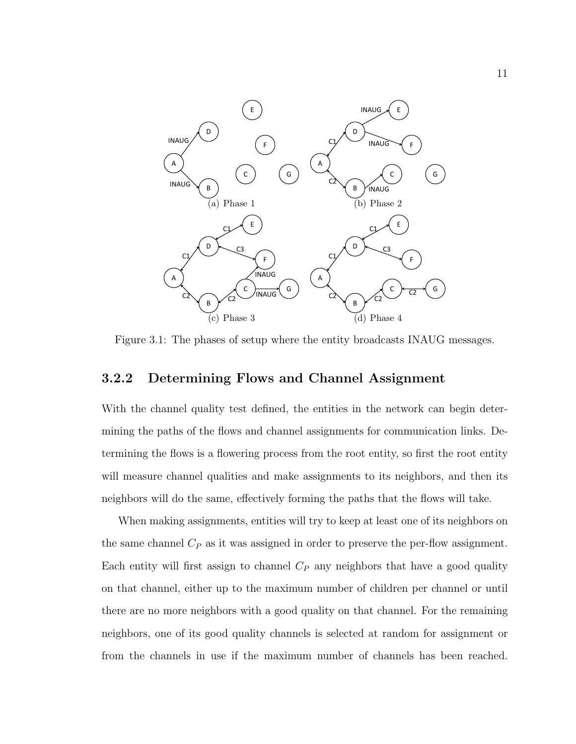Figure 3.1: The phases of setup where the entity broadcasts INAUG messages.

### 3.2.2 Determining Flows and Channel Assignment

With the channel quality test defined, the entities in the network can begin determining the paths of the flows and channel assignments for communication links. Determining the flows is a flowering process from the root entity, so first the root entity will measure channel qualities and make assignments to its neighbors, and then its neighbors will do the same, effectively forming the paths that the flows will take.

When making assignments, entities will try to keep at least one of its neighbors on the same channel $C_P$ as it was assigned in order to preserve the per-flow assignment. Each entity will first assign to channel $C_P$ any neighbors that have a good quality on that channel, either up to the maximum number of children per channel or until there are no more neighbors with a good quality on that channel. For the remaining neighbors, one of its good quality channels is selected at random for assignment or from the channels in use if the maximum number of channels has been reached.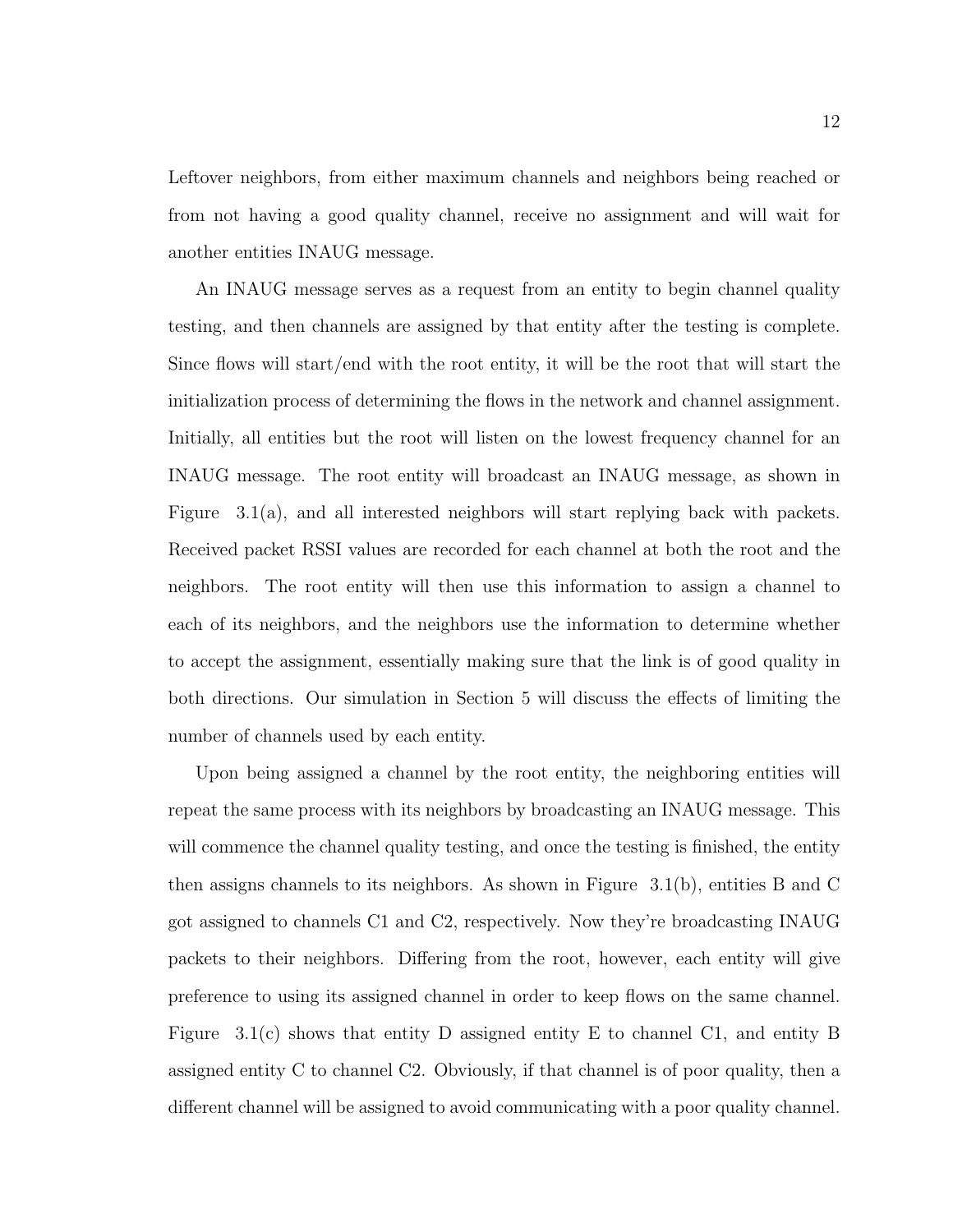Leftover neighbors, from either maximum channels and neighbors being reached or from not having a good quality channel, receive no assignment and will wait for another entities INAUG message.

An INAUG message serves as a request from an entity to begin channel quality testing, and then channels are assigned by that entity after the testing is complete. Since flows will start/end with the root entity, it will be the root that will start the initialization process of determining the flows in the network and channel assignment. Initially, all entities but the root will listen on the lowest frequency channel for an INAUG message. The root entity will broadcast an INAUG message, as shown in Figure 3.1(a), and all interested neighbors will start replying back with packets. Received packet RSSI values are recorded for each channel at both the root and the neighbors. The root entity will then use this information to assign a channel to each of its neighbors, and the neighbors use the information to determine whether to accept the assignment, essentially making sure that the link is of good quality in both directions. Our simulation in Section 5 will discuss the effects of limiting the number of channels used by each entity.

Upon being assigned a channel by the root entity, the neighboring entities will repeat the same process with its neighbors by broadcasting an INAUG message. This will commence the channel quality testing, and once the testing is finished, the entity then assigns channels to its neighbors. As shown in Figure 3.1(b), entities B and C got assigned to channels C1 and C2, respectively. Now they're broadcasting INAUG packets to their neighbors. Differing from the root, however, each entity will give preference to using its assigned channel in order to keep flows on the same channel. Figure 3.1(c) shows that entity D assigned entity E to channel C1, and entity B assigned entity C to channel C2. Obviously, if that channel is of poor quality, then a different channel will be assigned to avoid communicating with a poor quality channel.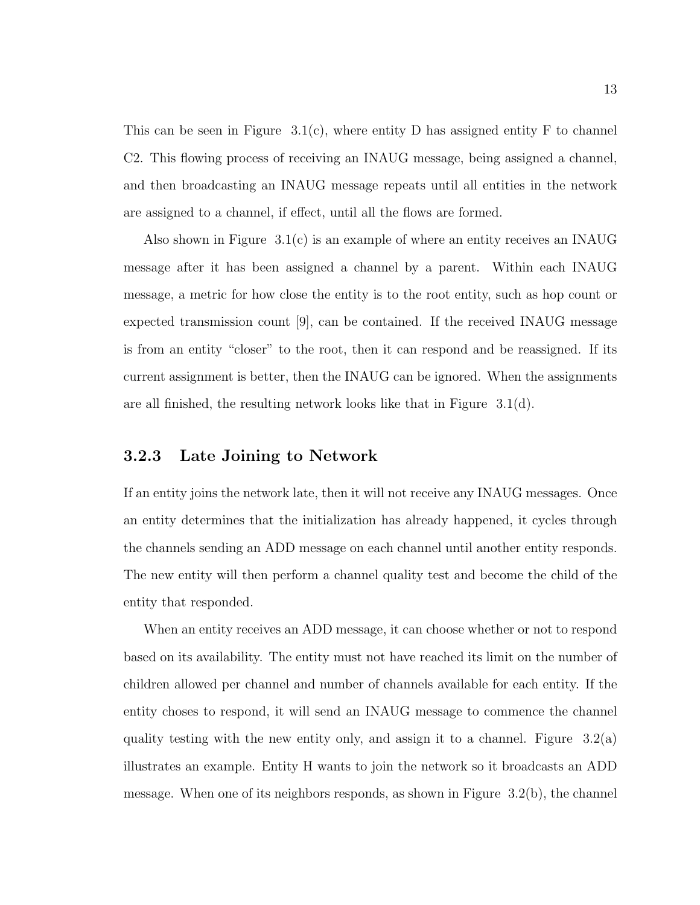This can be seen in Figure 3.1(c), where entity D has assigned entity F to channel C2. This flowing process of receiving an INAUG message, being assigned a channel, and then broadcasting an INAUG message repeats until all entities in the network are assigned to a channel, if effect, until all the flows are formed.

Also shown in Figure 3.1(c) is an example of where an entity receives an INAUG message after it has been assigned a channel by a parent. Within each INAUG message, a metric for how close the entity is to the root entity, such as hop count or expected transmission count [9], can be contained. If the received INAUG message is from an entity "closer" to the root, then it can respond and be reassigned. If its current assignment is better, then the INAUG can be ignored. When the assignments are all finished, the resulting network looks like that in Figure 3.1(d).

### 3.2.3 Late Joining to Network

If an entity joins the network late, then it will not receive any INAUG messages. Once an entity determines that the initialization has already happened, it cycles through the channels sending an ADD message on each channel until another entity responds. The new entity will then perform a channel quality test and become the child of the entity that responded.

When an entity receives an ADD message, it can choose whether or not to respond based on its availability. The entity must not have reached its limit on the number of children allowed per channel and number of channels available for each entity. If the entity choses to respond, it will send an INAUG message to commence the channel quality testing with the new entity only, and assign it to a channel. Figure 3.2(a) illustrates an example. Entity H wants to join the network so it broadcasts an ADD message. When one of its neighbors responds, as shown in Figure 3.2(b), the channel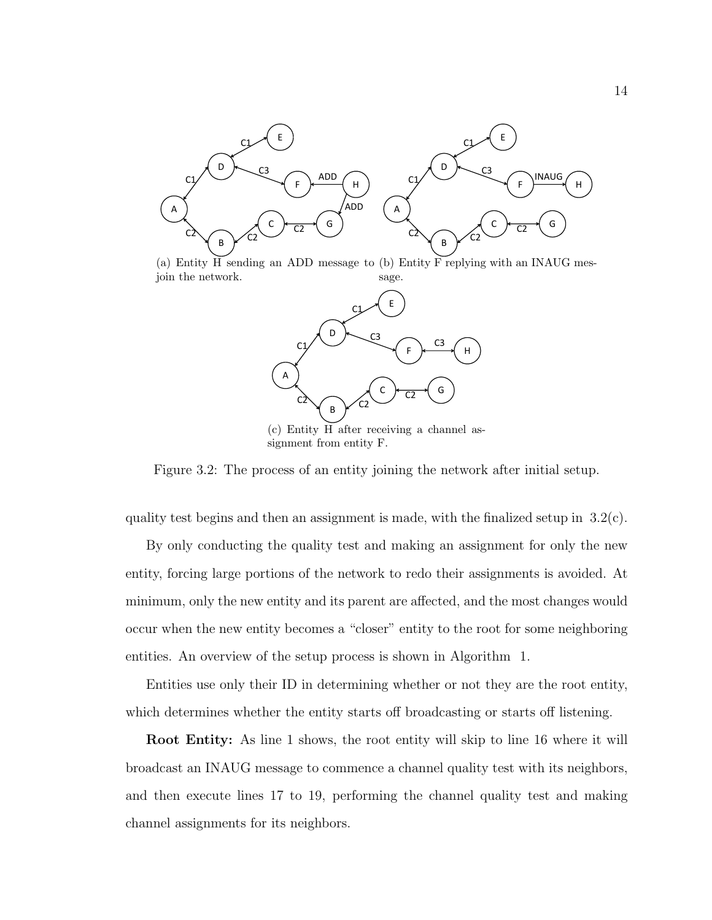(a) Entity H sending an ADD message to join the network.

(b) Entity F replying with an INAUG message.

(c) Entity H after receiving a channel assignment from entity F.

Figure 3.2: The process of an entity joining the network after initial setup.

quality test begins and then an assignment is made, with the finalized setup in 3.2(c).

By only conducting the quality test and making an assignment for only the new entity, forcing large portions of the network to redo their assignments is avoided. At minimum, only the new entity and its parent are affected, and the most changes would occur when the new entity becomes a "closer" entity to the root for some neighboring entities. An overview of the setup process is shown in Algorithm 1.

Entities use only their ID in determining whether or not they are the root entity, which determines whether the entity starts off broadcasting or starts off listening.

**Root Entity:** As line 1 shows, the root entity will skip to line 16 where it will broadcast an INAUG message to commence a channel quality test with its neighbors, and then execute lines 17 to 19, performing the channel quality test and making channel assignments for its neighbors.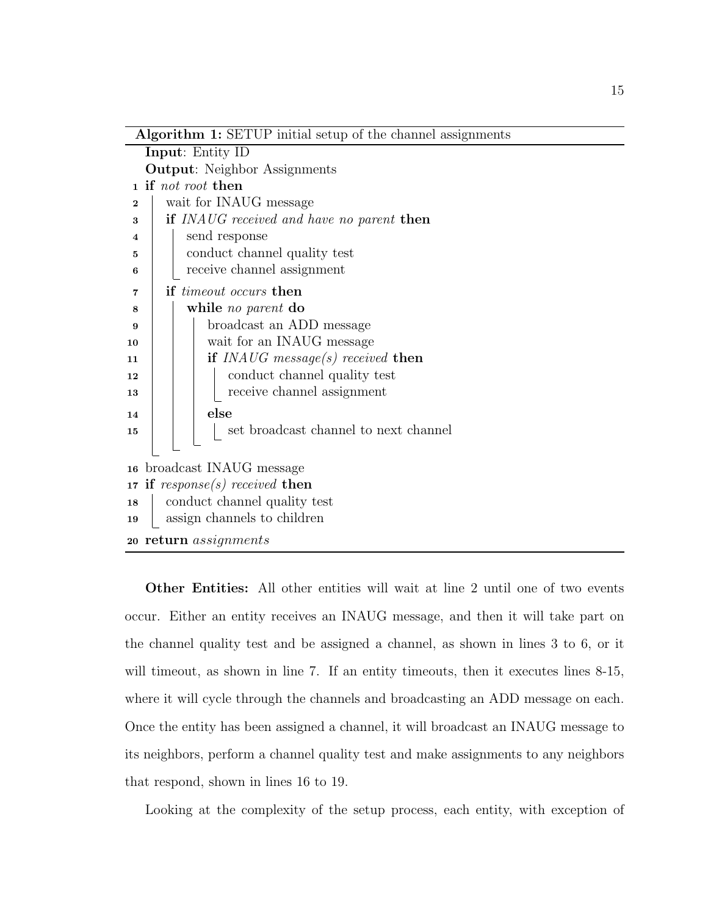**Algorithm 1:** SETUP initial setup of the channel assignments

```
   Input: Entity ID
   Output: Neighbor Assignments
1  if not root then
2  |  wait for INAUG message
3  |  if INAUG received and have no parent then
4  |  |  send response
5  |  |  conduct channel quality test
6  |  |_ receive channel assignment
7  |  if timeout occurs then
8  |  |  while no parent do
9  |  |  |  broadcast an ADD message
10 |  |  |  wait for an INAUG message
11 |  |  |  if INAUG message(s) received then
12 |  |  |  |  conduct channel quality test
13 |  |  |  |_ receive channel assignment
14 |  |  |  else
15 |  |  |  |_ set broadcast channel to next channel
   |  |  |_
   |  |_
   |_
16 broadcast INAUG message
17 if response(s) received then
18 |  conduct channel quality test
19 |_ assign channels to children
20 return assignments
```

**Other Entities:** All other entities will wait at line 2 until one of two events occur. Either an entity receives an INAUG message, and then it will take part on the channel quality test and be assigned a channel, as shown in lines 3 to 6, or it will timeout, as shown in line 7. If an entity timeouts, then it executes lines 8-15, where it will cycle through the channels and broadcasting an ADD message on each. Once the entity has been assigned a channel, it will broadcast an INAUG message to its neighbors, perform a channel quality test and make assignments to any neighbors that respond, shown in lines 16 to 19.

Looking at the complexity of the setup process, each entity, with exception of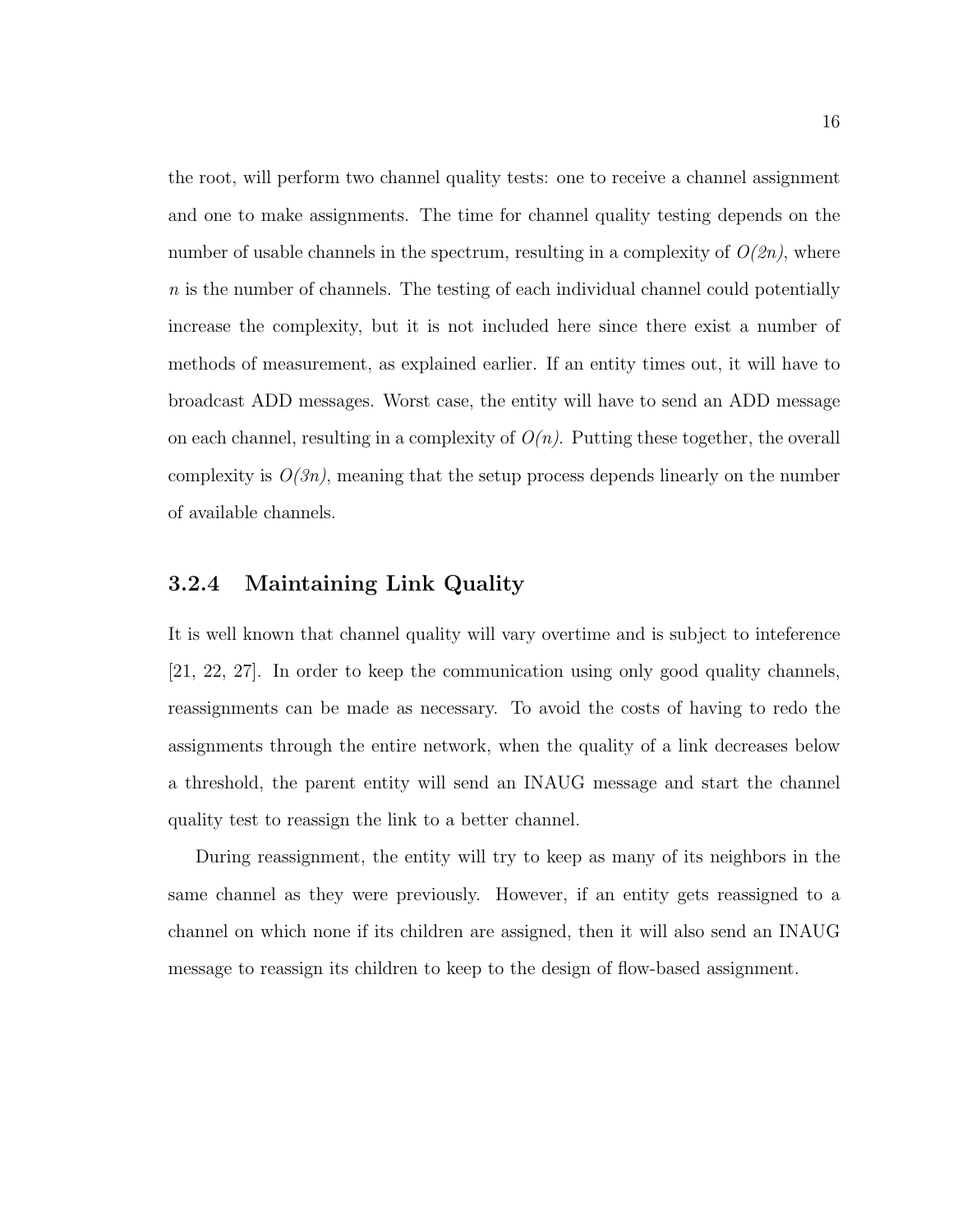the root, will perform two channel quality tests: one to receive a channel assignment and one to make assignments. The time for channel quality testing depends on the number of usable channels in the spectrum, resulting in a complexity of $O(2n)$, where $n$ is the number of channels. The testing of each individual channel could potentially increase the complexity, but it is not included here since there exist a number of methods of measurement, as explained earlier. If an entity times out, it will have to broadcast ADD messages. Worst case, the entity will have to send an ADD message on each channel, resulting in a complexity of $O(n)$. Putting these together, the overall complexity is $O(3n)$, meaning that the setup process depends linearly on the number of available channels.

### 3.2.4 Maintaining Link Quality

It is well known that channel quality will vary overtime and is subject to inteference [21, 22, 27]. In order to keep the communication using only good quality channels, reassignments can be made as necessary. To avoid the costs of having to redo the assignments through the entire network, when the quality of a link decreases below a threshold, the parent entity will send an INAUG message and start the channel quality test to reassign the link to a better channel.

During reassignment, the entity will try to keep as many of its neighbors in the same channel as they were previously. However, if an entity gets reassigned to a channel on which none if its children are assigned, then it will also send an INAUG message to reassign its children to keep to the design of flow-based assignment.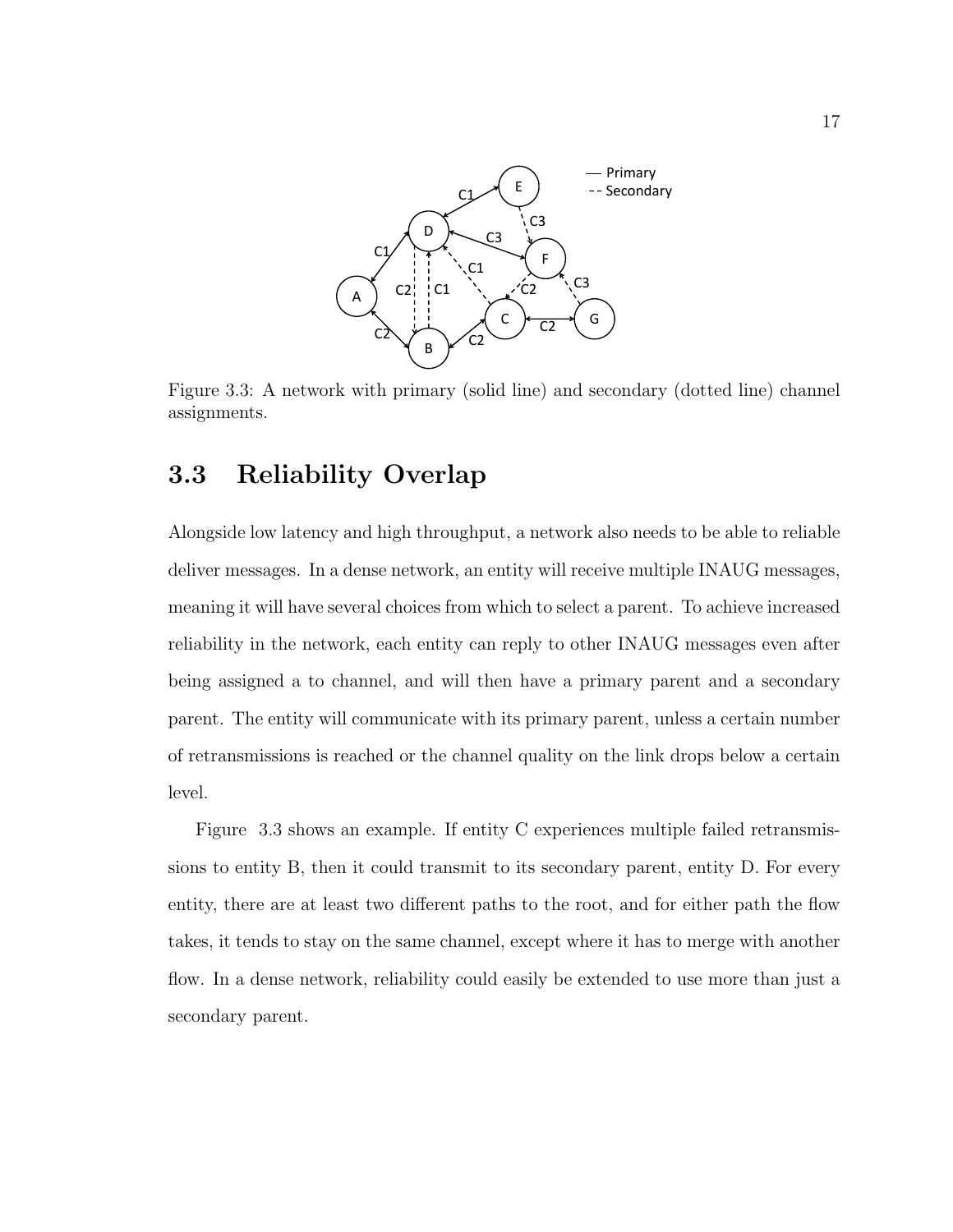Figure 3.3: A network with primary (solid line) and secondary (dotted line) channel assignments.

## 3.3 Reliability Overlap

Alongside low latency and high throughput, a network also needs to be able to reliable deliver messages. In a dense network, an entity will receive multiple INAUG messages, meaning it will have several choices from which to select a parent. To achieve increased reliability in the network, each entity can reply to other INAUG messages even after being assigned a to channel, and will then have a primary parent and a secondary parent. The entity will communicate with its primary parent, unless a certain number of retransmissions is reached or the channel quality on the link drops below a certain level.

Figure 3.3 shows an example. If entity C experiences multiple failed retransmissions to entity B, then it could transmit to its secondary parent, entity D. For every entity, there are at least two different paths to the root, and for either path the flow takes, it tends to stay on the same channel, except where it has to merge with another flow. In a dense network, reliability could easily be extended to use more than just a secondary parent.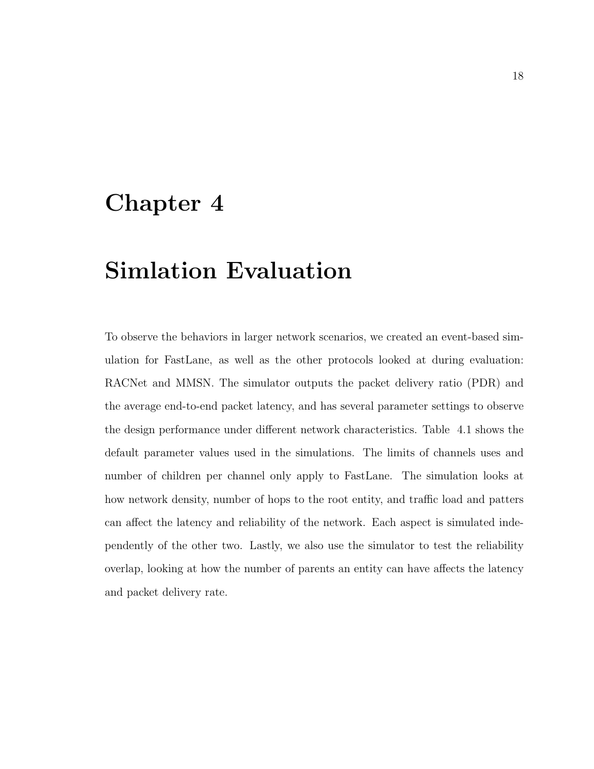# Chapter 4

# Simlation Evaluation

To observe the behaviors in larger network scenarios, we created an event-based simulation for FastLane, as well as the other protocols looked at during evaluation: RACNet and MMSN. The simulator outputs the packet delivery ratio (PDR) and the average end-to-end packet latency, and has several parameter settings to observe the design performance under different network characteristics. Table 4.1 shows the default parameter values used in the simulations. The limits of channels uses and number of children per channel only apply to FastLane. The simulation looks at how network density, number of hops to the root entity, and traffic load and patters can affect the latency and reliability of the network. Each aspect is simulated independently of the other two. Lastly, we also use the simulator to test the reliability overlap, looking at how the number of parents an entity can have affects the latency and packet delivery rate.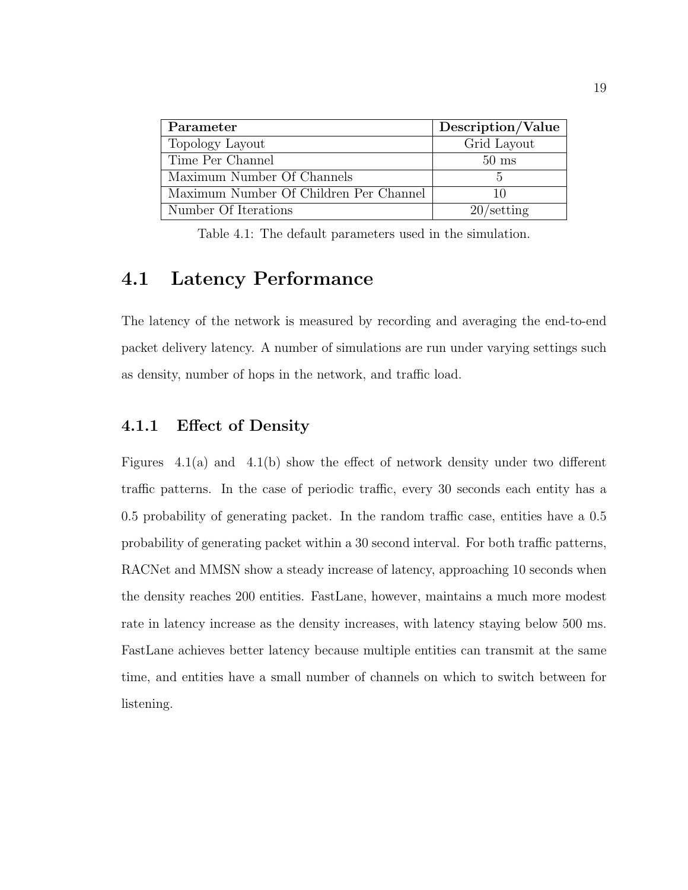| Parameter | Description/Value |
|---|---|
| Topology Layout | Grid Layout |
| Time Per Channel | 50 ms |
| Maximum Number Of Channels | 5 |
| Maximum Number Of Children Per Channel | 10 |
| Number Of Iterations | 20/setting |

Table 4.1: The default parameters used in the simulation.

## 4.1 Latency Performance

The latency of the network is measured by recording and averaging the end-to-end packet delivery latency. A number of simulations are run under varying settings such as density, number of hops in the network, and traffic load.

### 4.1.1 Effect of Density

Figures 4.1(a) and 4.1(b) show the effect of network density under two different traffic patterns. In the case of periodic traffic, every 30 seconds each entity has a 0.5 probability of generating packet. In the random traffic case, entities have a 0.5 probability of generating packet within a 30 second interval. For both traffic patterns, RACNet and MMSN show a steady increase of latency, approaching 10 seconds when the density reaches 200 entities. FastLane, however, maintains a much more modest rate in latency increase as the density increases, with latency staying below 500 ms. FastLane achieves better latency because multiple entities can transmit at the same time, and entities have a small number of channels on which to switch between for listening.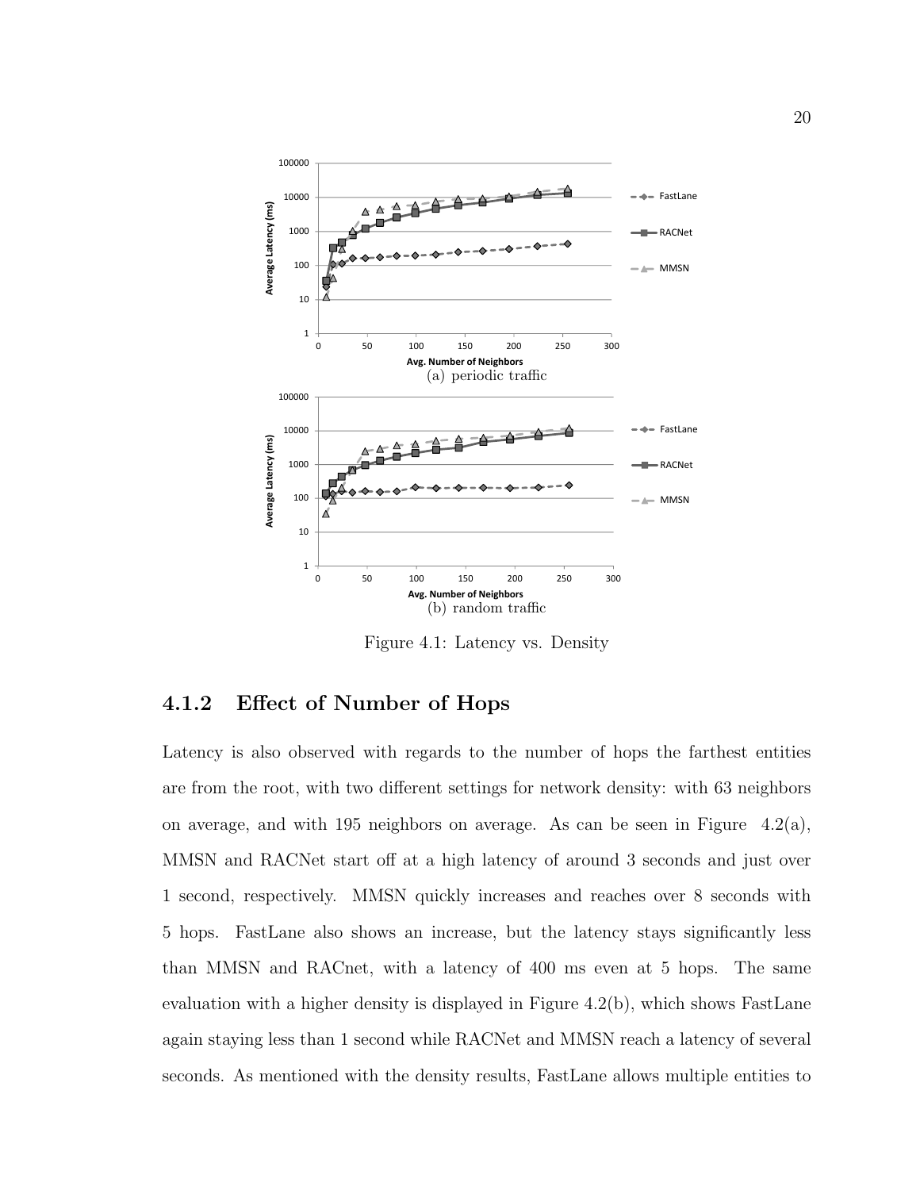(a) periodic traffic

(b) random traffic

Figure 4.1: Latency vs. Density

### 4.1.2 Effect of Number of Hops

Latency is also observed with regards to the number of hops the farthest entities are from the root, with two different settings for network density: with 63 neighbors on average, and with 195 neighbors on average. As can be seen in Figure 4.2(a), MMSN and RACNet start off at a high latency of around 3 seconds and just over 1 second, respectively. MMSN quickly increases and reaches over 8 seconds with 5 hops. FastLane also shows an increase, but the latency stays significantly less than MMSN and RACnet, with a latency of 400 ms even at 5 hops. The same evaluation with a higher density is displayed in Figure 4.2(b), which shows FastLane again staying less than 1 second while RACNet and MMSN reach a latency of several seconds. As mentioned with the density results, FastLane allows multiple entities to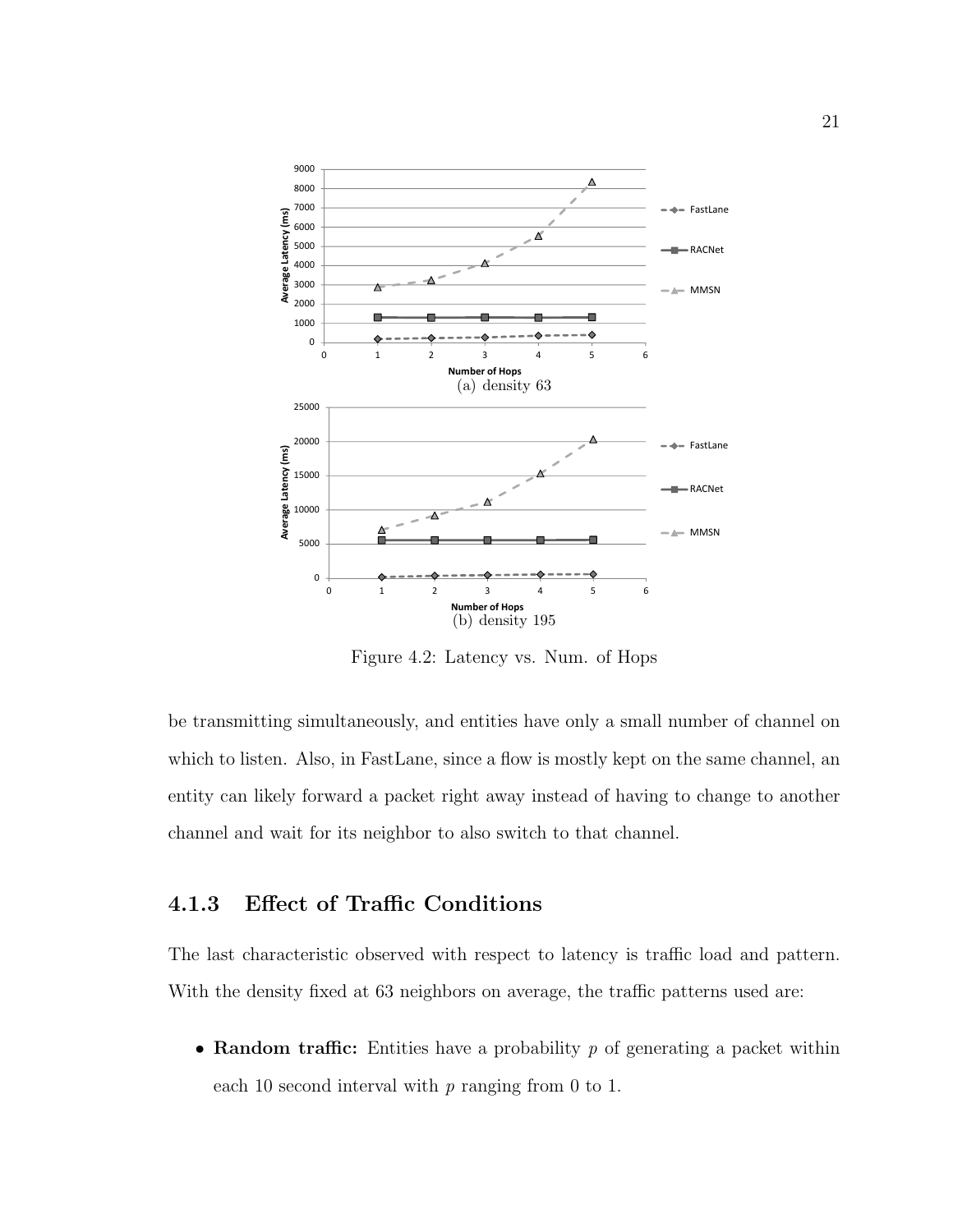(a) density 63

(b) density 195

Figure 4.2: Latency vs. Num. of Hops

be transmitting simultaneously, and entities have only a small number of channel on which to listen. Also, in FastLane, since a flow is mostly kept on the same channel, an entity can likely forward a packet right away instead of having to change to another channel and wait for its neighbor to also switch to that channel.

### 4.1.3 Effect of Traffic Conditions

The last characteristic observed with respect to latency is traffic load and pattern. With the density fixed at 63 neighbors on average, the traffic patterns used are:

- **Random traffic:** Entities have a probability $p$ of generating a packet within each 10 second interval with $p$ ranging from 0 to 1.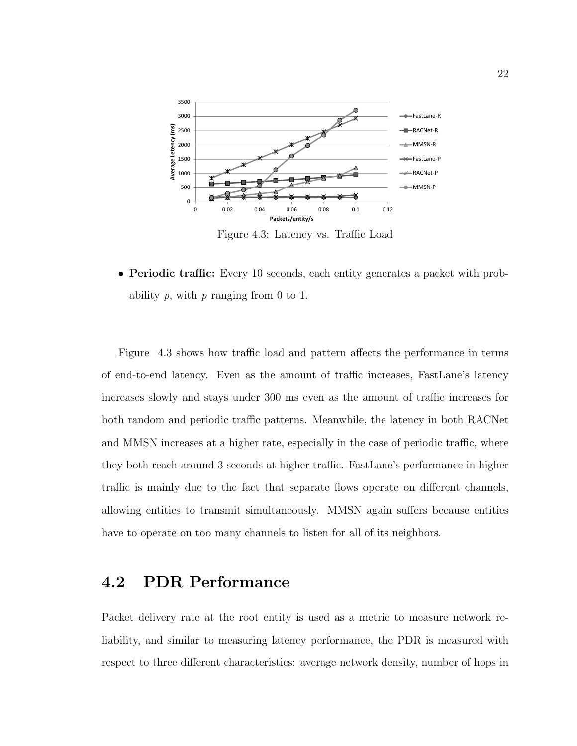Figure 4.3: Latency vs. Traffic Load

- **Periodic traffic:** Every 10 seconds, each entity generates a packet with probability $p$, with $p$ ranging from 0 to 1.

Figure 4.3 shows how traffic load and pattern affects the performance in terms of end-to-end latency. Even as the amount of traffic increases, FastLane's latency increases slowly and stays under 300 ms even as the amount of traffic increases for both random and periodic traffic patterns. Meanwhile, the latency in both RACNet and MMSN increases at a higher rate, especially in the case of periodic traffic, where they both reach around 3 seconds at higher traffic. FastLane's performance in higher traffic is mainly due to the fact that separate flows operate on different channels, allowing entities to transmit simultaneously. MMSN again suffers because entities have to operate on too many channels to listen for all of its neighbors.

## 4.2 PDR Performance

Packet delivery rate at the root entity is used as a metric to measure network reliability, and similar to measuring latency performance, the PDR is measured with respect to three different characteristics: average network density, number of hops in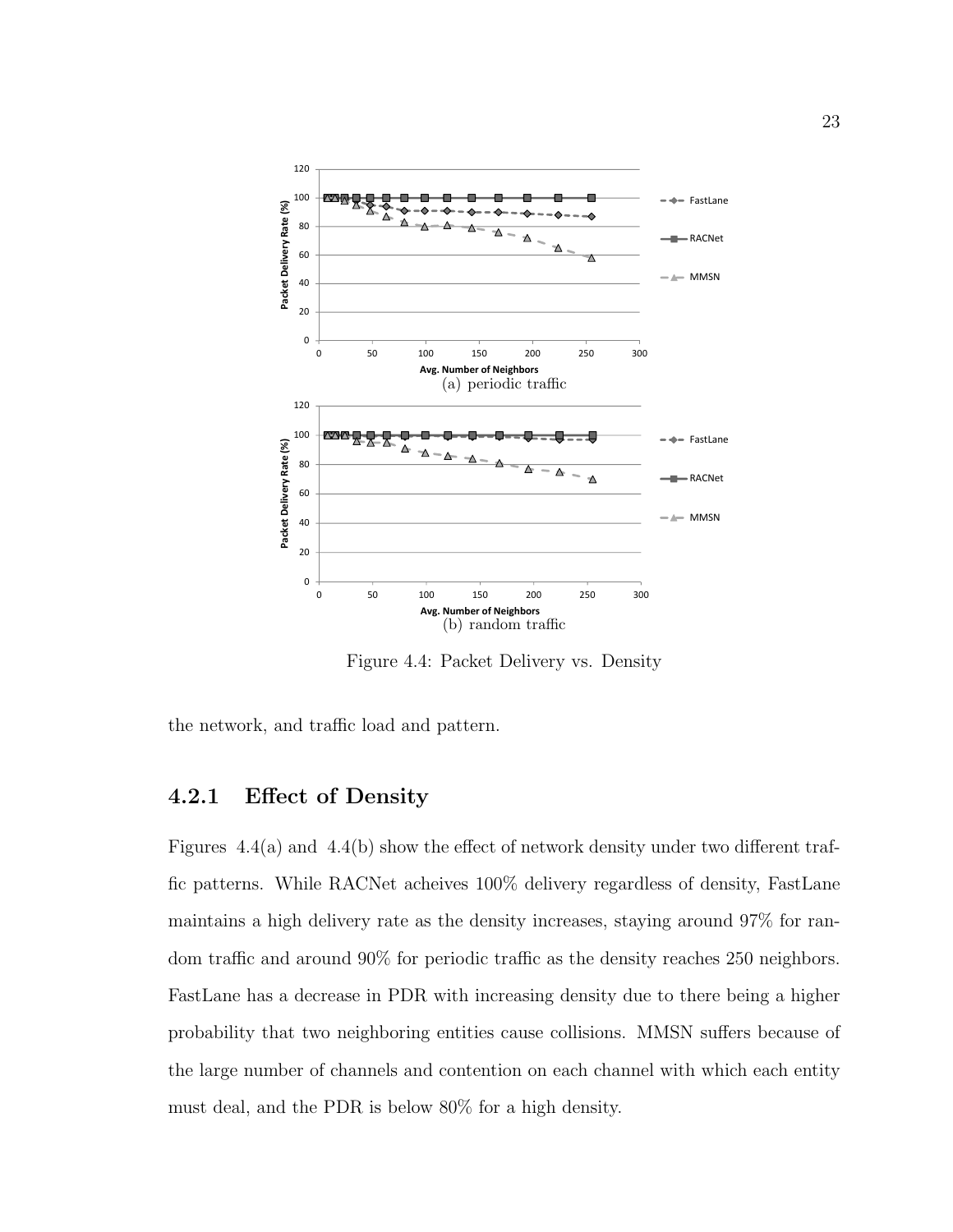(a) periodic traffic

(b) random traffic

Figure 4.4: Packet Delivery vs. Density

the network, and traffic load and pattern.

### 4.2.1 Effect of Density

Figures 4.4(a) and 4.4(b) show the effect of network density under two different traffic patterns. While RACNet acheives 100% delivery regardless of density, FastLane maintains a high delivery rate as the density increases, staying around 97% for random traffic and around 90% for periodic traffic as the density reaches 250 neighbors. FastLane has a decrease in PDR with increasing density due to there being a higher probability that two neighboring entities cause collisions. MMSN suffers because of the large number of channels and contention on each channel with which each entity must deal, and the PDR is below 80% for a high density.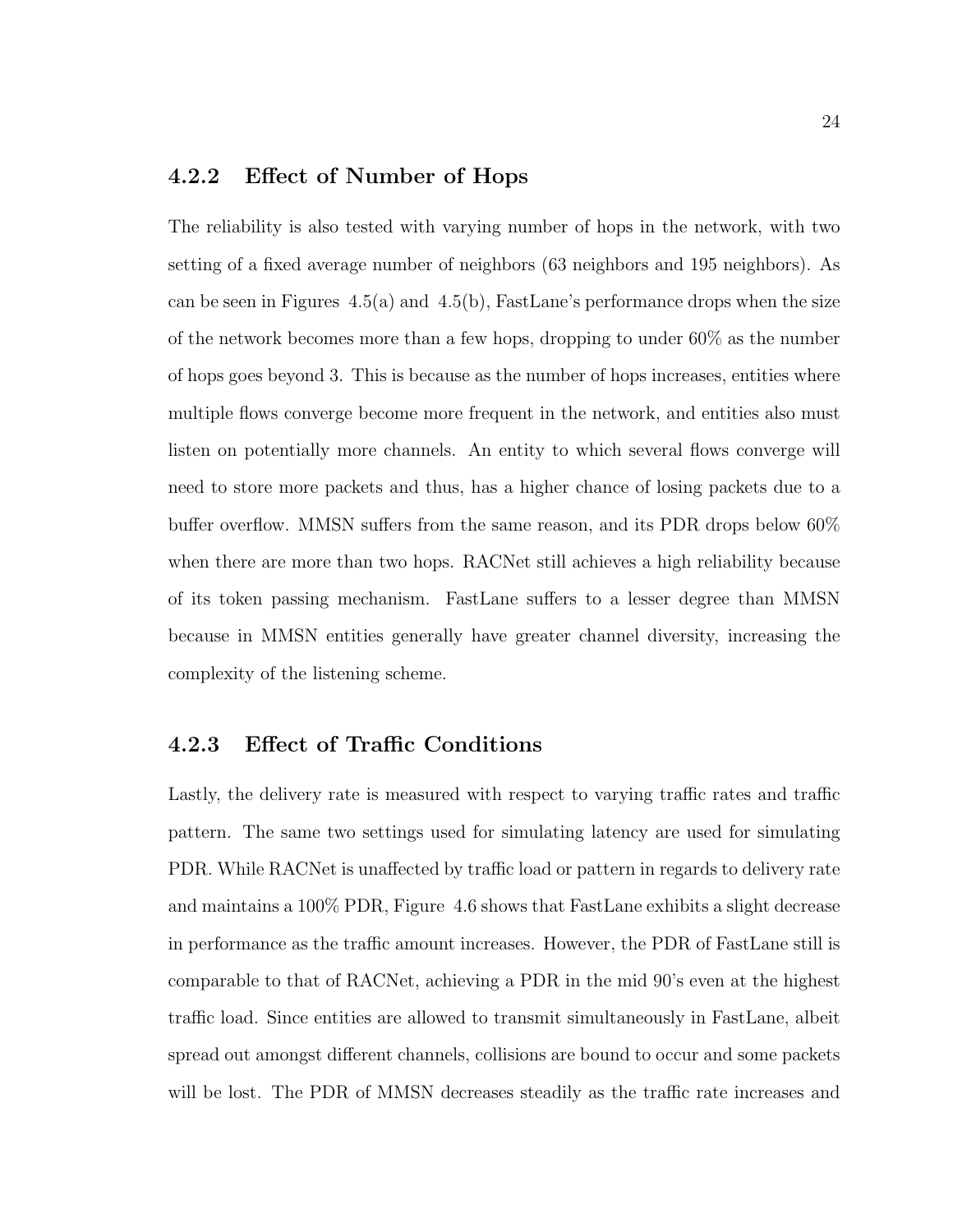### 4.2.2 Effect of Number of Hops

The reliability is also tested with varying number of hops in the network, with two setting of a fixed average number of neighbors (63 neighbors and 195 neighbors). As can be seen in Figures 4.5(a) and 4.5(b), FastLane's performance drops when the size of the network becomes more than a few hops, dropping to under 60% as the number of hops goes beyond 3. This is because as the number of hops increases, entities where multiple flows converge become more frequent in the network, and entities also must listen on potentially more channels. An entity to which several flows converge will need to store more packets and thus, has a higher chance of losing packets due to a buffer overflow. MMSN suffers from the same reason, and its PDR drops below 60% when there are more than two hops. RACNet still achieves a high reliability because of its token passing mechanism. FastLane suffers to a lesser degree than MMSN because in MMSN entities generally have greater channel diversity, increasing the complexity of the listening scheme.

### 4.2.3 Effect of Traffic Conditions

Lastly, the delivery rate is measured with respect to varying traffic rates and traffic pattern. The same two settings used for simulating latency are used for simulating PDR. While RACNet is unaffected by traffic load or pattern in regards to delivery rate and maintains a 100% PDR, Figure 4.6 shows that FastLane exhibits a slight decrease in performance as the traffic amount increases. However, the PDR of FastLane still is comparable to that of RACNet, achieving a PDR in the mid 90's even at the highest traffic load. Since entities are allowed to transmit simultaneously in FastLane, albeit spread out amongst different channels, collisions are bound to occur and some packets will be lost. The PDR of MMSN decreases steadily as the traffic rate increases and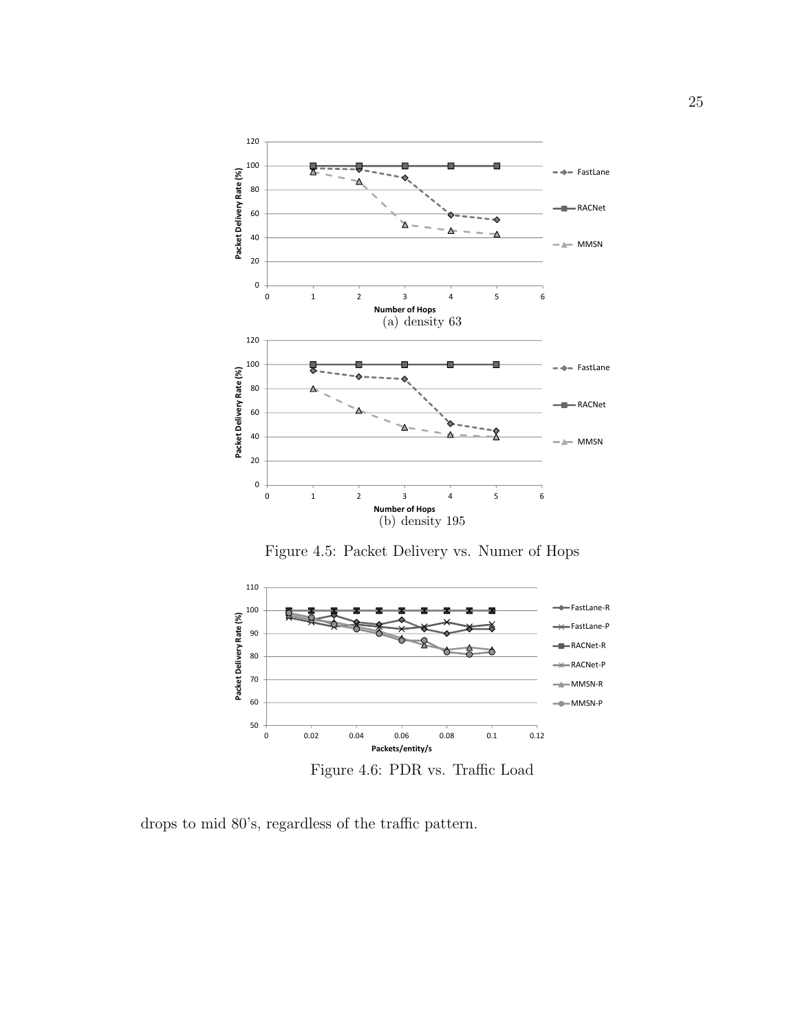(a) density 63

(b) density 195

Figure 4.5: Packet Delivery vs. Numer of Hops

Figure 4.6: PDR vs. Traffic Load

drops to mid 80's, regardless of the traffic pattern.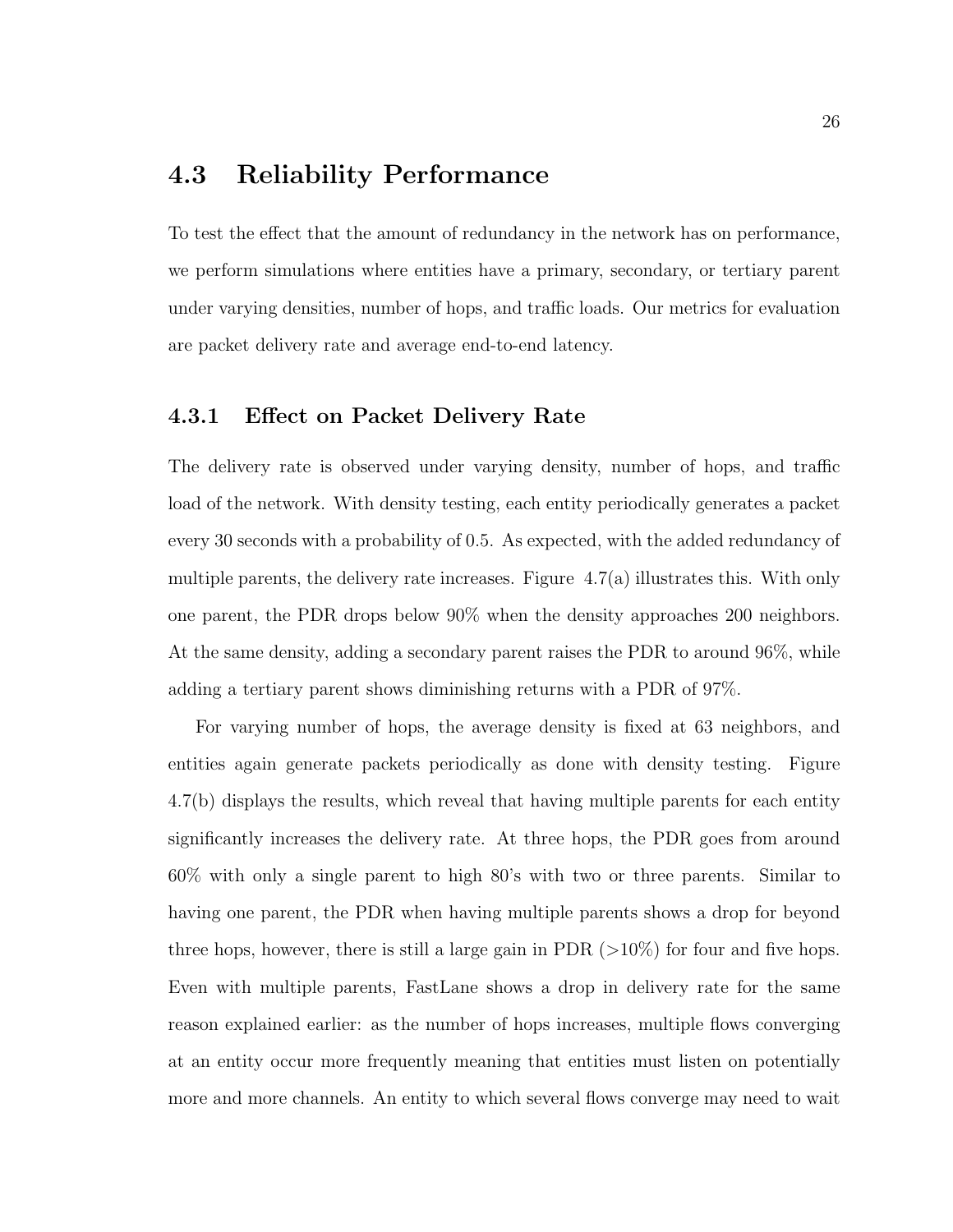## 4.3 Reliability Performance

To test the effect that the amount of redundancy in the network has on performance, we perform simulations where entities have a primary, secondary, or tertiary parent under varying densities, number of hops, and traffic loads. Our metrics for evaluation are packet delivery rate and average end-to-end latency.

### 4.3.1 Effect on Packet Delivery Rate

The delivery rate is observed under varying density, number of hops, and traffic load of the network. With density testing, each entity periodically generates a packet every 30 seconds with a probability of 0.5. As expected, with the added redundancy of multiple parents, the delivery rate increases. Figure 4.7(a) illustrates this. With only one parent, the PDR drops below 90% when the density approaches 200 neighbors. At the same density, adding a secondary parent raises the PDR to around 96%, while adding a tertiary parent shows diminishing returns with a PDR of 97%.

For varying number of hops, the average density is fixed at 63 neighbors, and entities again generate packets periodically as done with density testing. Figure 4.7(b) displays the results, which reveal that having multiple parents for each entity significantly increases the delivery rate. At three hops, the PDR goes from around 60% with only a single parent to high 80's with two or three parents. Similar to having one parent, the PDR when having multiple parents shows a drop for beyond three hops, however, there is still a large gain in PDR (>10%) for four and five hops. Even with multiple parents, FastLane shows a drop in delivery rate for the same reason explained earlier: as the number of hops increases, multiple flows converging at an entity occur more frequently meaning that entities must listen on potentially more and more channels. An entity to which several flows converge may need to wait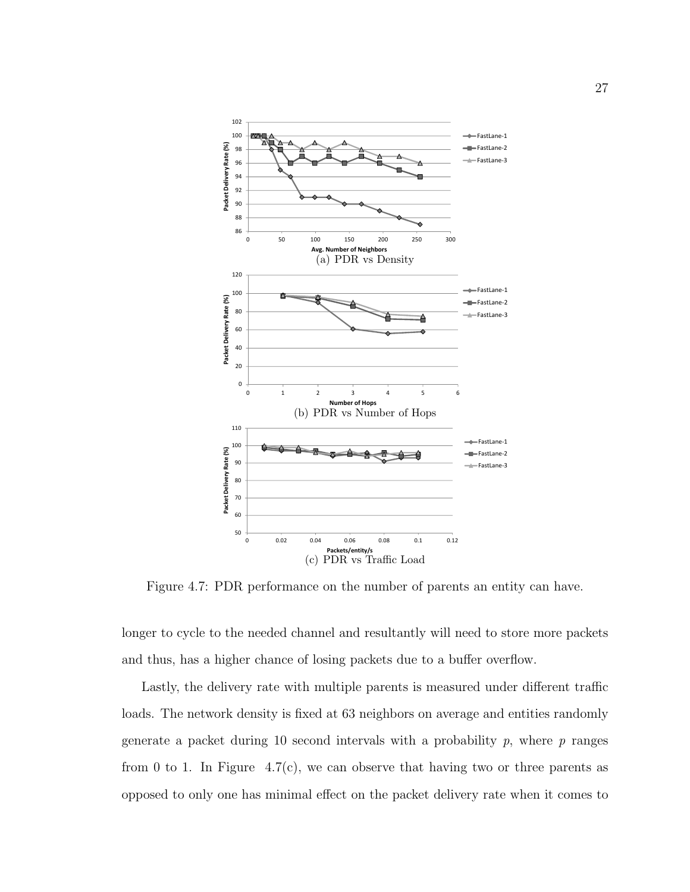(a) PDR vs Density

(b) PDR vs Number of Hops

(c) PDR vs Traffic Load

Figure 4.7: PDR performance on the number of parents an entity can have.

longer to cycle to the needed channel and resultantly will need to store more packets and thus, has a higher chance of losing packets due to a buffer overflow.

Lastly, the delivery rate with multiple parents is measured under different traffic loads. The network density is fixed at 63 neighbors on average and entities randomly generate a packet during 10 second intervals with a probability $p$, where $p$ ranges from 0 to 1. In Figure 4.7(c), we can observe that having two or three parents as opposed to only one has minimal effect on the packet delivery rate when it comes to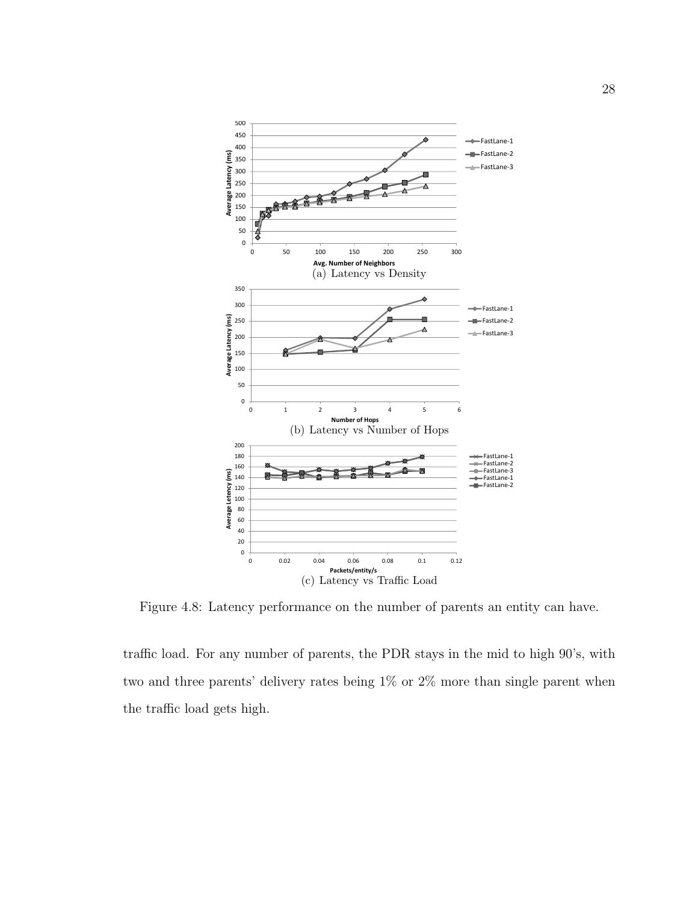(a) Latency vs Density

(b) Latency vs Number of Hops

(c) Latency vs Traffic Load

Figure 4.8: Latency performance on the number of parents an entity can have.

traffic load. For any number of parents, the PDR stays in the mid to high 90's, with two and three parents' delivery rates being 1% or 2% more than single parent when the traffic load gets high.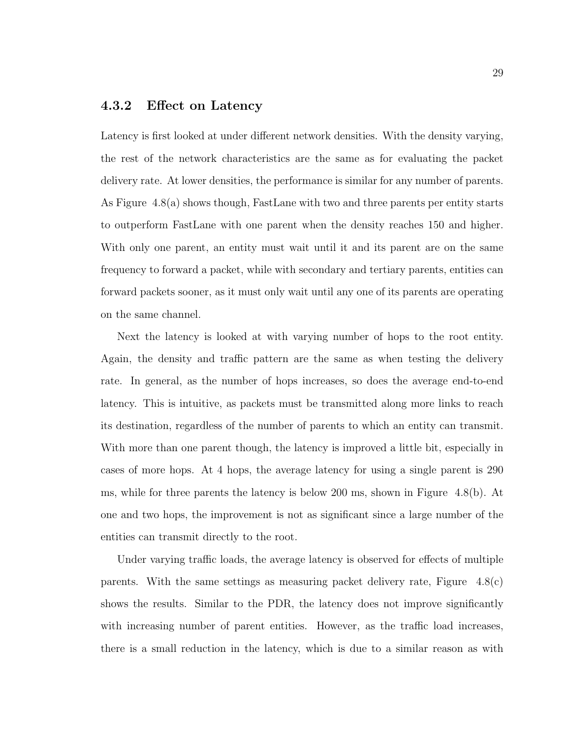### 4.3.2 Effect on Latency

Latency is first looked at under different network densities. With the density varying, the rest of the network characteristics are the same as for evaluating the packet delivery rate. At lower densities, the performance is similar for any number of parents. As Figure 4.8(a) shows though, FastLane with two and three parents per entity starts to outperform FastLane with one parent when the density reaches 150 and higher. With only one parent, an entity must wait until it and its parent are on the same frequency to forward a packet, while with secondary and tertiary parents, entities can forward packets sooner, as it must only wait until any one of its parents are operating on the same channel.

Next the latency is looked at with varying number of hops to the root entity. Again, the density and traffic pattern are the same as when testing the delivery rate. In general, as the number of hops increases, so does the average end-to-end latency. This is intuitive, as packets must be transmitted along more links to reach its destination, regardless of the number of parents to which an entity can transmit. With more than one parent though, the latency is improved a little bit, especially in cases of more hops. At 4 hops, the average latency for using a single parent is 290 ms, while for three parents the latency is below 200 ms, shown in Figure 4.8(b). At one and two hops, the improvement is not as significant since a large number of the entities can transmit directly to the root.

Under varying traffic loads, the average latency is observed for effects of multiple parents. With the same settings as measuring packet delivery rate, Figure 4.8(c) shows the results. Similar to the PDR, the latency does not improve significantly with increasing number of parent entities. However, as the traffic load increases, there is a small reduction in the latency, which is due to a similar reason as with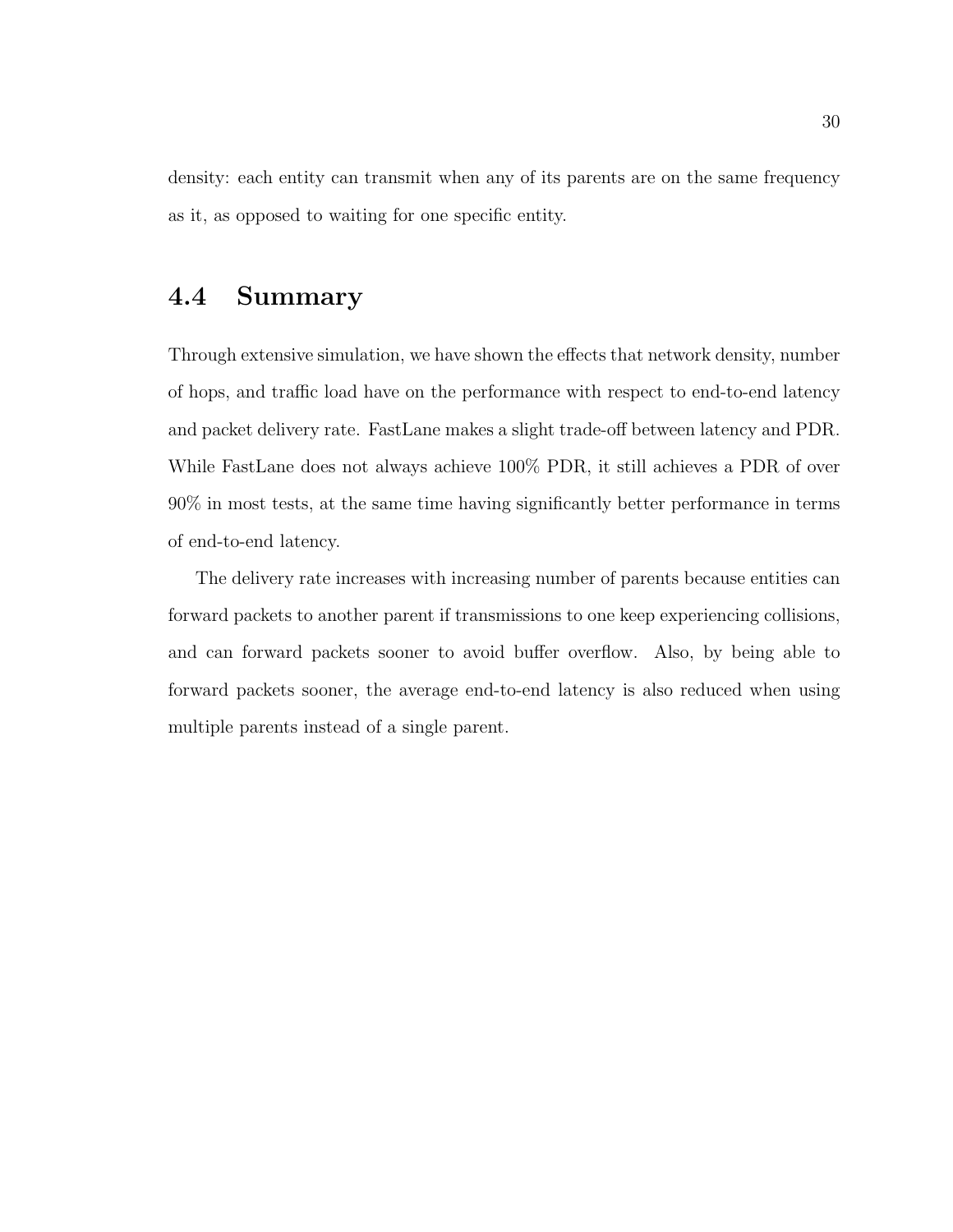density: each entity can transmit when any of its parents are on the same frequency as it, as opposed to waiting for one specific entity.

## 4.4 Summary

Through extensive simulation, we have shown the effects that network density, number of hops, and traffic load have on the performance with respect to end-to-end latency and packet delivery rate. FastLane makes a slight trade-off between latency and PDR. While FastLane does not always achieve 100% PDR, it still achieves a PDR of over 90% in most tests, at the same time having significantly better performance in terms of end-to-end latency.

The delivery rate increases with increasing number of parents because entities can forward packets to another parent if transmissions to one keep experiencing collisions, and can forward packets sooner to avoid buffer overflow. Also, by being able to forward packets sooner, the average end-to-end latency is also reduced when using multiple parents instead of a single parent.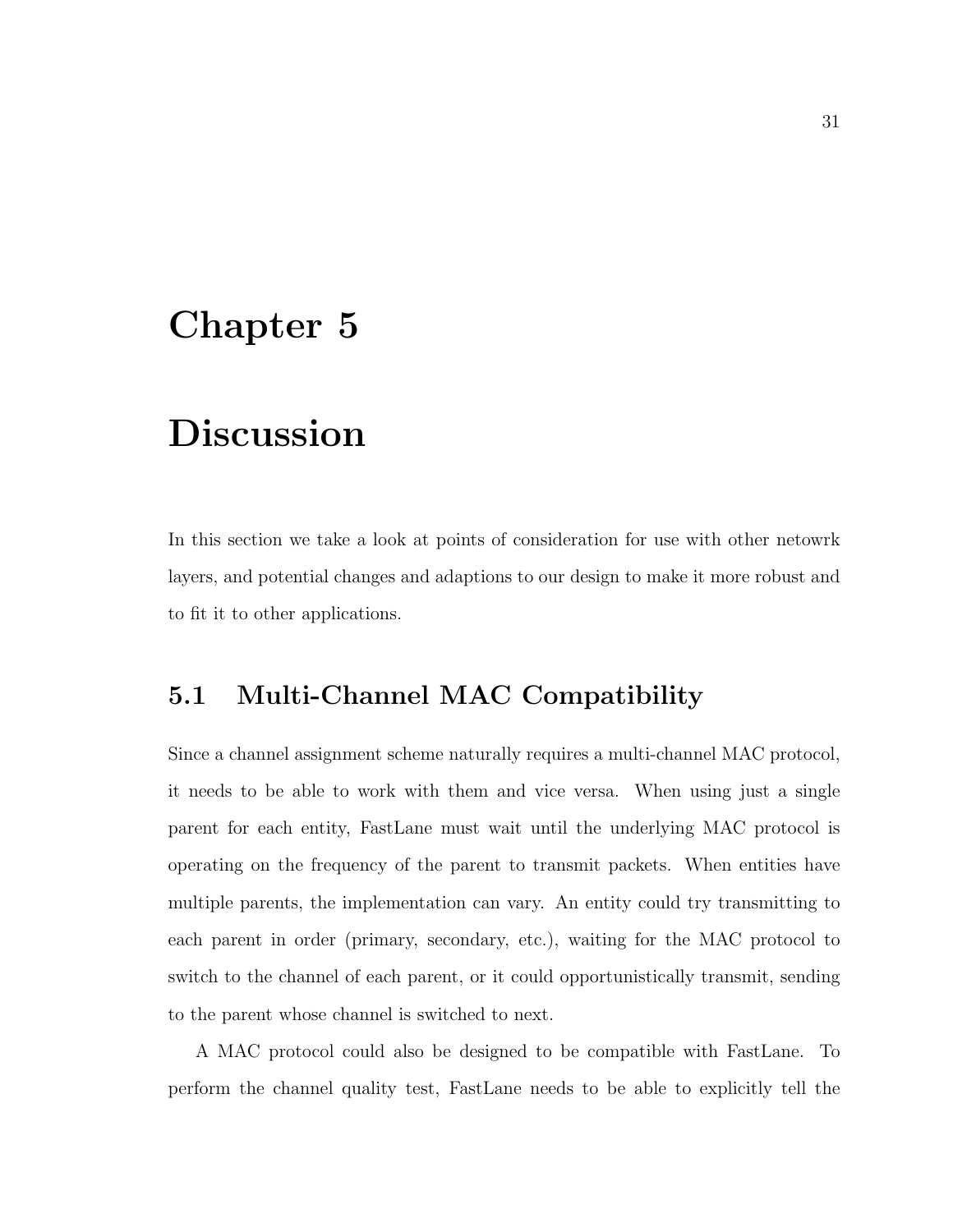# Chapter 5

# Discussion

In this section we take a look at points of consideration for use with other netowrk layers, and potential changes and adaptions to our design to make it more robust and to fit it to other applications.

## 5.1 Multi-Channel MAC Compatibility

Since a channel assignment scheme naturally requires a multi-channel MAC protocol, it needs to be able to work with them and vice versa. When using just a single parent for each entity, FastLane must wait until the underlying MAC protocol is operating on the frequency of the parent to transmit packets. When entities have multiple parents, the implementation can vary. An entity could try transmitting to each parent in order (primary, secondary, etc.), waiting for the MAC protocol to switch to the channel of each parent, or it could opportunistically transmit, sending to the parent whose channel is switched to next.

A MAC protocol could also be designed to be compatible with FastLane. To perform the channel quality test, FastLane needs to be able to explicitly tell the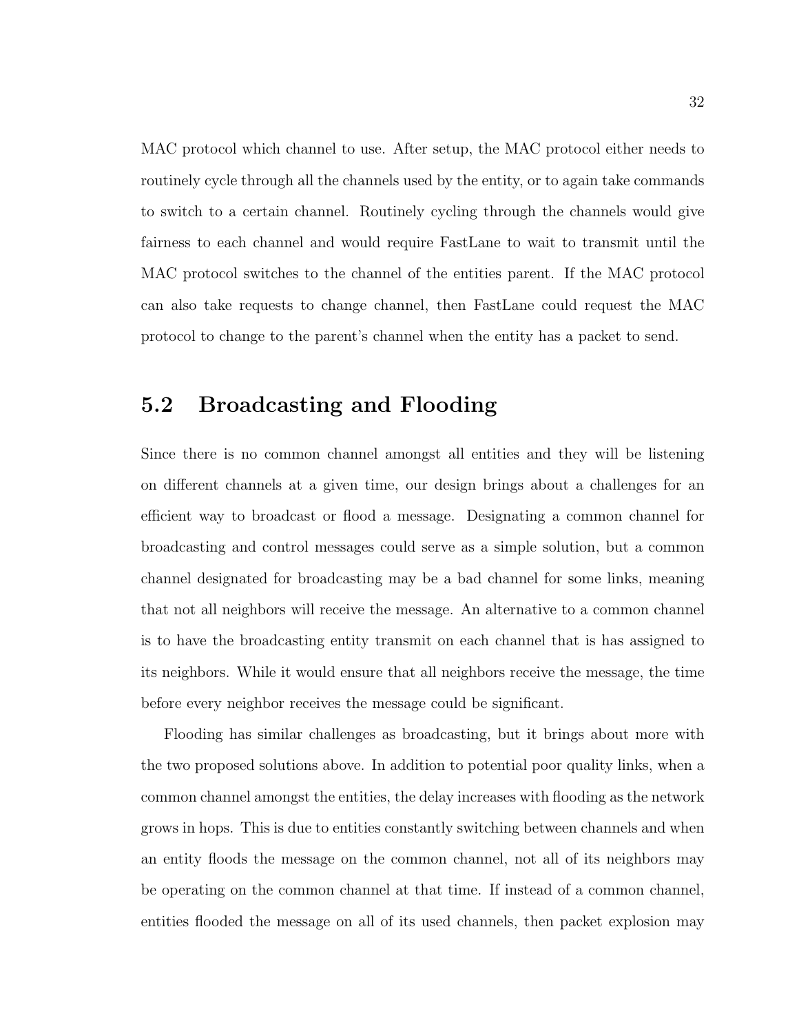MAC protocol which channel to use. After setup, the MAC protocol either needs to routinely cycle through all the channels used by the entity, or to again take commands to switch to a certain channel. Routinely cycling through the channels would give fairness to each channel and would require FastLane to wait to transmit until the MAC protocol switches to the channel of the entities parent. If the MAC protocol can also take requests to change channel, then FastLane could request the MAC protocol to change to the parent's channel when the entity has a packet to send.

## 5.2 Broadcasting and Flooding

Since there is no common channel amongst all entities and they will be listening on different channels at a given time, our design brings about a challenges for an efficient way to broadcast or flood a message. Designating a common channel for broadcasting and control messages could serve as a simple solution, but a common channel designated for broadcasting may be a bad channel for some links, meaning that not all neighbors will receive the message. An alternative to a common channel is to have the broadcasting entity transmit on each channel that is has assigned to its neighbors. While it would ensure that all neighbors receive the message, the time before every neighbor receives the message could be significant.

Flooding has similar challenges as broadcasting, but it brings about more with the two proposed solutions above. In addition to potential poor quality links, when a common channel amongst the entities, the delay increases with flooding as the network grows in hops. This is due to entities constantly switching between channels and when an entity floods the message on the common channel, not all of its neighbors may be operating on the common channel at that time. If instead of a common channel, entities flooded the message on all of its used channels, then packet explosion may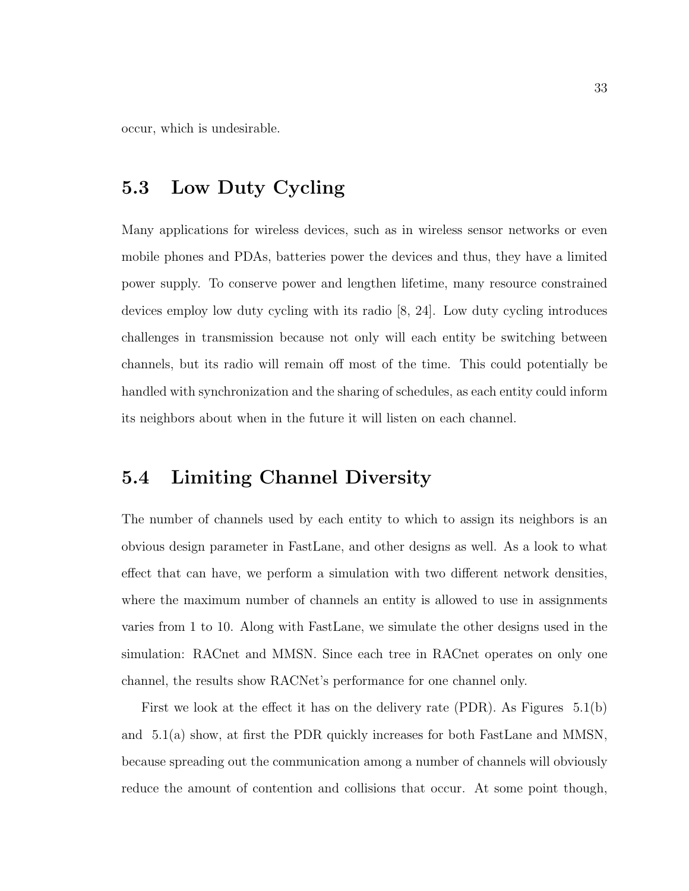occur, which is undesirable.

## 5.3 Low Duty Cycling

Many applications for wireless devices, such as in wireless sensor networks or even mobile phones and PDAs, batteries power the devices and thus, they have a limited power supply. To conserve power and lengthen lifetime, many resource constrained devices employ low duty cycling with its radio [8, 24]. Low duty cycling introduces challenges in transmission because not only will each entity be switching between channels, but its radio will remain off most of the time. This could potentially be handled with synchronization and the sharing of schedules, as each entity could inform its neighbors about when in the future it will listen on each channel.

## 5.4 Limiting Channel Diversity

The number of channels used by each entity to which to assign its neighbors is an obvious design parameter in FastLane, and other designs as well. As a look to what effect that can have, we perform a simulation with two different network densities, where the maximum number of channels an entity is allowed to use in assignments varies from 1 to 10. Along with FastLane, we simulate the other designs used in the simulation: RACnet and MMSN. Since each tree in RACnet operates on only one channel, the results show RACNet's performance for one channel only.

First we look at the effect it has on the delivery rate (PDR). As Figures 5.1(b) and 5.1(a) show, at first the PDR quickly increases for both FastLane and MMSN, because spreading out the communication among a number of channels will obviously reduce the amount of contention and collisions that occur. At some point though,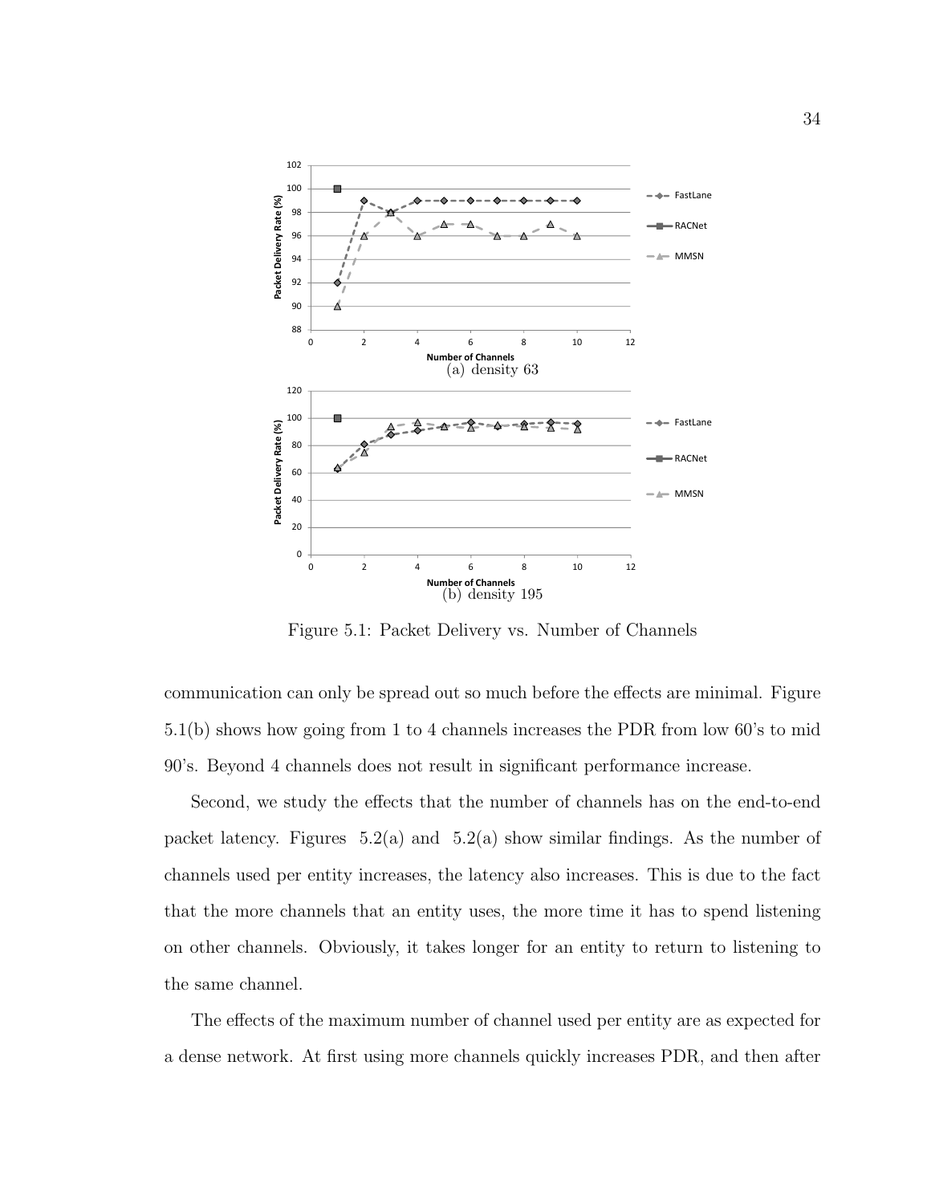(a) density 63

(b) density 195

Figure 5.1: Packet Delivery vs. Number of Channels

communication can only be spread out so much before the effects are minimal. Figure 5.1(b) shows how going from 1 to 4 channels increases the PDR from low 60's to mid 90's. Beyond 4 channels does not result in significant performance increase.

Second, we study the effects that the number of channels has on the end-to-end packet latency. Figures 5.2(a) and 5.2(a) show similar findings. As the number of channels used per entity increases, the latency also increases. This is due to the fact that the more channels that an entity uses, the more time it has to spend listening on other channels. Obviously, it takes longer for an entity to return to listening to the same channel.

The effects of the maximum number of channel used per entity are as expected for a dense network. At first using more channels quickly increases PDR, and then after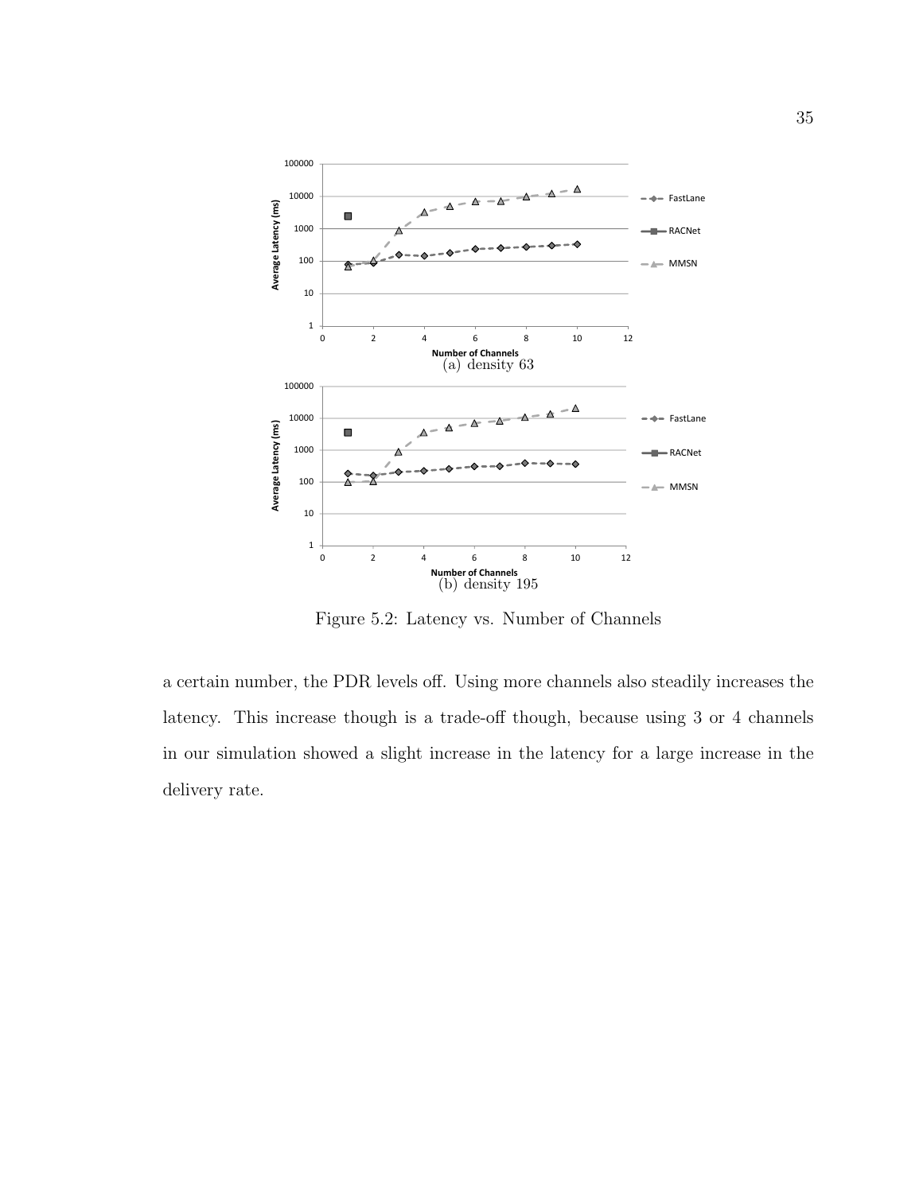(a) density 63

(b) density 195

Figure 5.2: Latency vs. Number of Channels

a certain number, the PDR levels off. Using more channels also steadily increases the latency. This increase though is a trade-off though, because using 3 or 4 channels in our simulation showed a slight increase in the latency for a large increase in the delivery rate.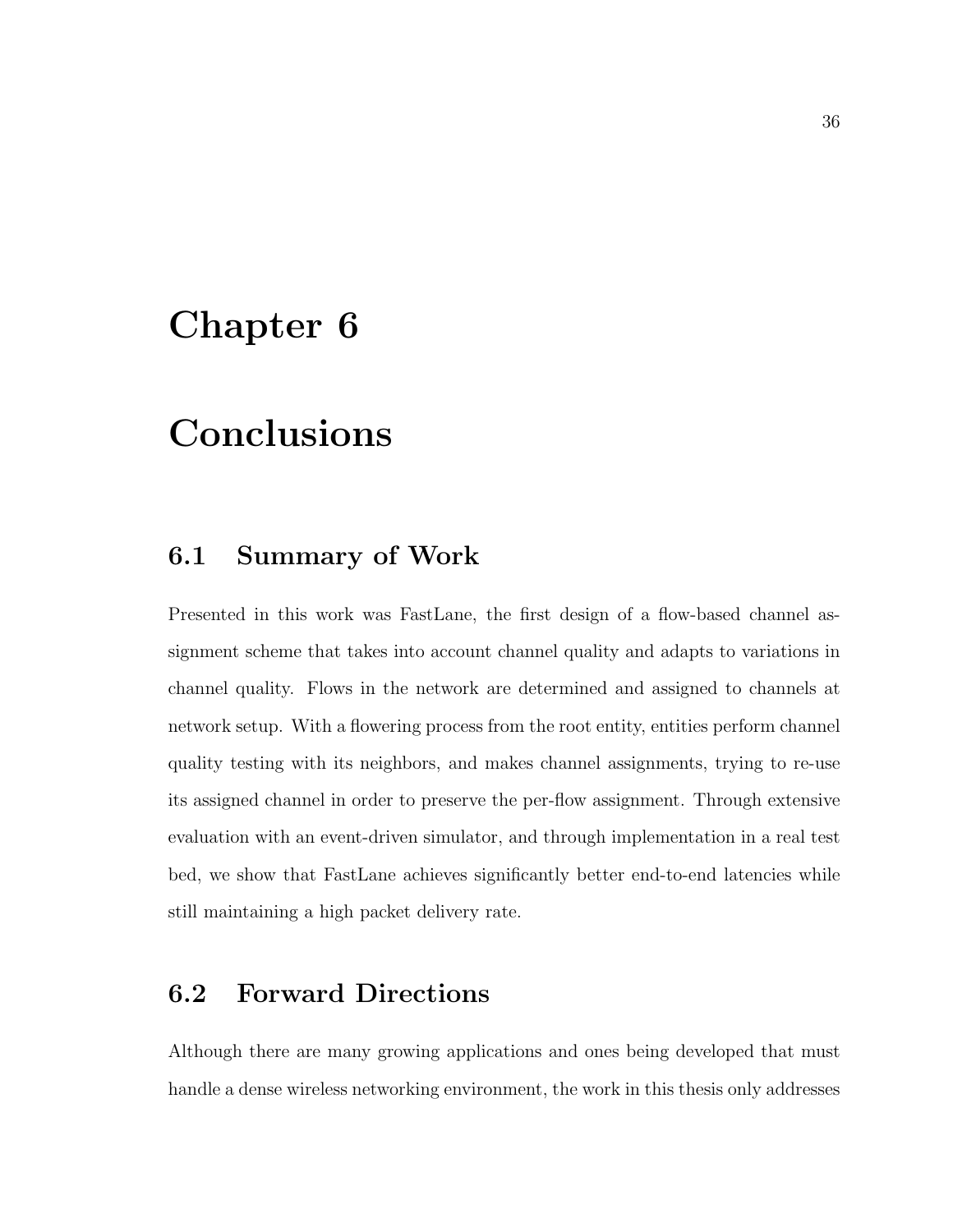# Chapter 6

# Conclusions

## 6.1 Summary of Work

Presented in this work was FastLane, the first design of a flow-based channel assignment scheme that takes into account channel quality and adapts to variations in channel quality. Flows in the network are determined and assigned to channels at network setup. With a flowering process from the root entity, entities perform channel quality testing with its neighbors, and makes channel assignments, trying to re-use its assigned channel in order to preserve the per-flow assignment. Through extensive evaluation with an event-driven simulator, and through implementation in a real test bed, we show that FastLane achieves significantly better end-to-end latencies while still maintaining a high packet delivery rate.

## 6.2 Forward Directions

Although there are many growing applications and ones being developed that must handle a dense wireless networking environment, the work in this thesis only addresses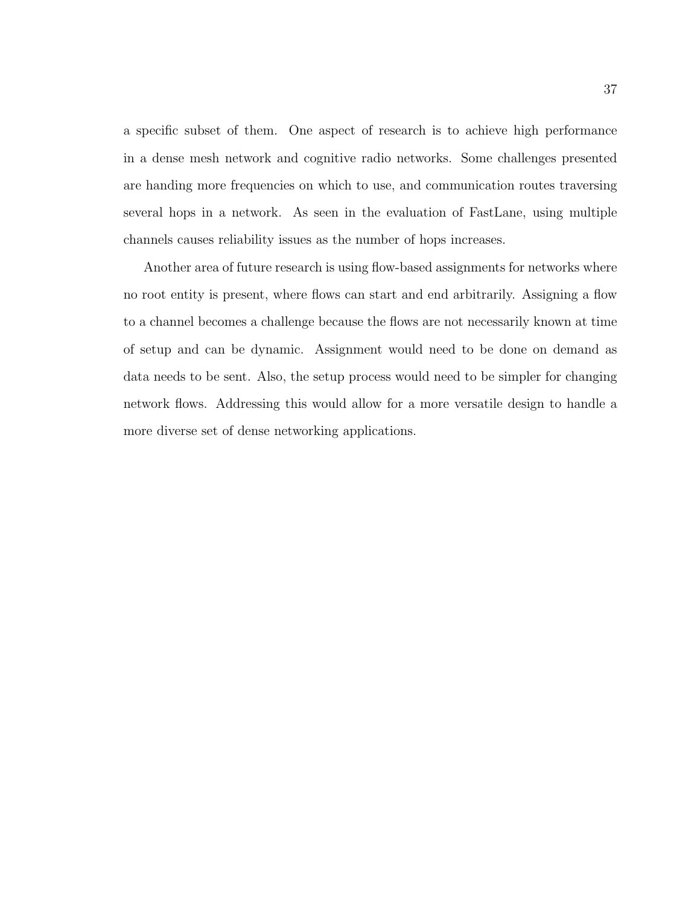a specific subset of them. One aspect of research is to achieve high performance in a dense mesh network and cognitive radio networks. Some challenges presented are handing more frequencies on which to use, and communication routes traversing several hops in a network. As seen in the evaluation of FastLane, using multiple channels causes reliability issues as the number of hops increases.

Another area of future research is using flow-based assignments for networks where no root entity is present, where flows can start and end arbitrarily. Assigning a flow to a channel becomes a challenge because the flows are not necessarily known at time of setup and can be dynamic. Assignment would need to be done on demand as data needs to be sent. Also, the setup process would need to be simpler for changing network flows. Addressing this would allow for a more versatile design to handle a more diverse set of dense networking applications.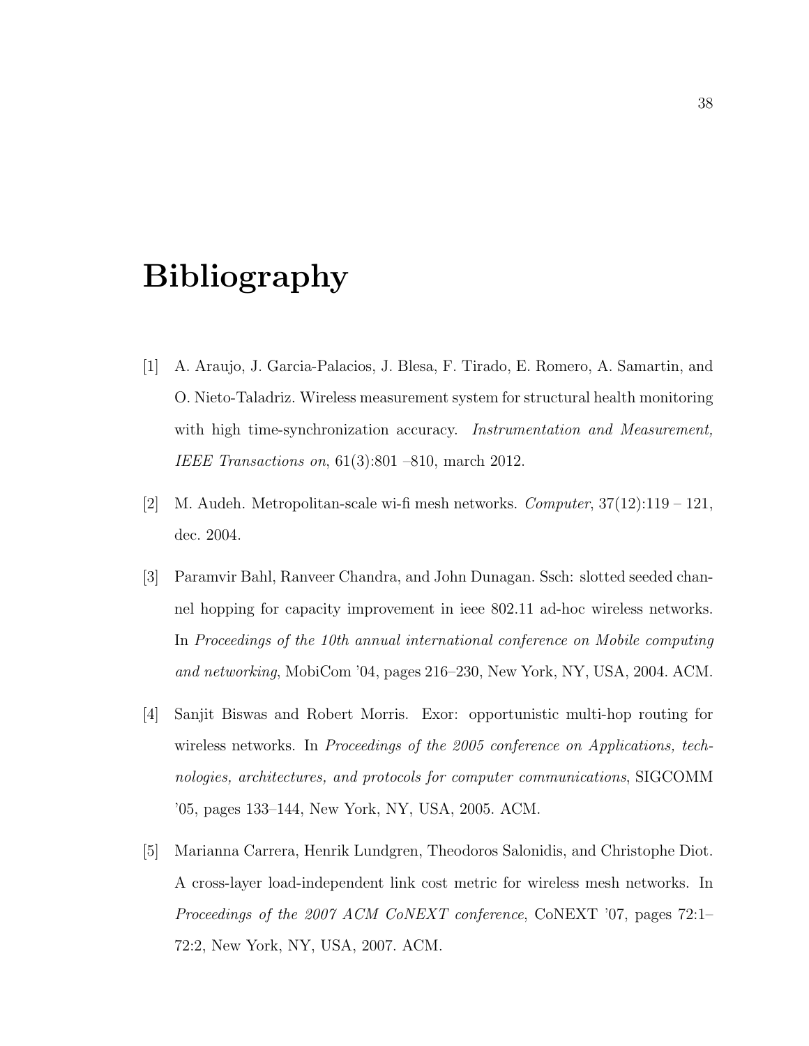# Bibliography

[1] A. Araujo, J. Garcia-Palacios, J. Blesa, F. Tirado, E. Romero, A. Samartin, and O. Nieto-Taladriz. Wireless measurement system for structural health monitoring with high time-synchronization accuracy. *Instrumentation and Measurement, IEEE Transactions on*, 61(3):801 –810, march 2012.

[2] M. Audeh. Metropolitan-scale wi-fi mesh networks. *Computer*, 37(12):119 – 121, dec. 2004.

[3] Paramvir Bahl, Ranveer Chandra, and John Dunagan. Ssch: slotted seeded channel hopping for capacity improvement in ieee 802.11 ad-hoc wireless networks. In *Proceedings of the 10th annual international conference on Mobile computing and networking*, MobiCom '04, pages 216–230, New York, NY, USA, 2004. ACM.

[4] Sanjit Biswas and Robert Morris. Exor: opportunistic multi-hop routing for wireless networks. In *Proceedings of the 2005 conference on Applications, technologies, architectures, and protocols for computer communications*, SIGCOMM '05, pages 133–144, New York, NY, USA, 2005. ACM.

[5] Marianna Carrera, Henrik Lundgren, Theodoros Salonidis, and Christophe Diot. A cross-layer load-independent link cost metric for wireless mesh networks. In *Proceedings of the 2007 ACM CoNEXT conference*, CoNEXT '07, pages 72:1–72:2, New York, NY, USA, 2007. ACM.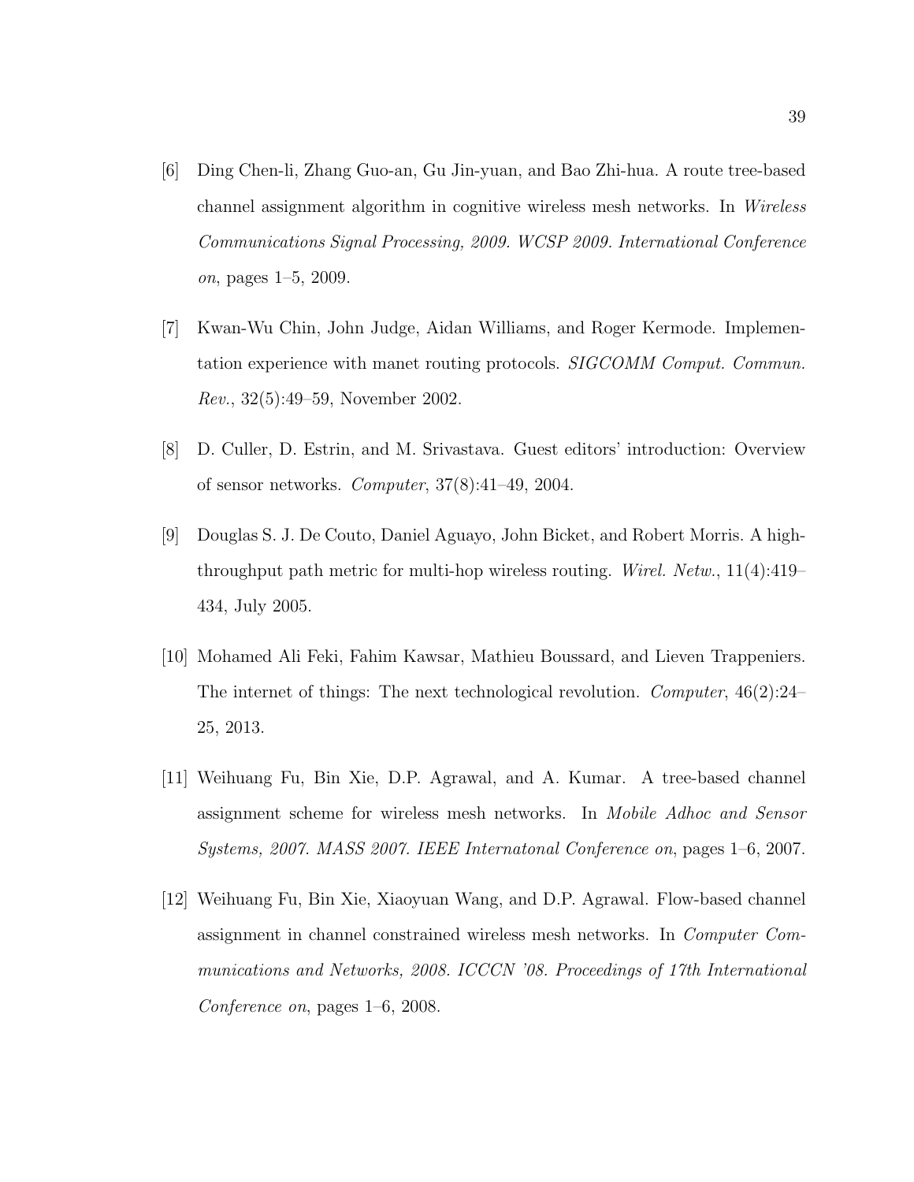[6] Ding Chen-li, Zhang Guo-an, Gu Jin-yuan, and Bao Zhi-hua. A route tree-based channel assignment algorithm in cognitive wireless mesh networks. In *Wireless Communications Signal Processing, 2009. WCSP 2009. International Conference on*, pages 1–5, 2009.

[7] Kwan-Wu Chin, John Judge, Aidan Williams, and Roger Kermode. Implementation experience with manet routing protocols. *SIGCOMM Comput. Commun. Rev.*, 32(5):49–59, November 2002.

[8] D. Culler, D. Estrin, and M. Srivastava. Guest editors' introduction: Overview of sensor networks. *Computer*, 37(8):41–49, 2004.

[9] Douglas S. J. De Couto, Daniel Aguayo, John Bicket, and Robert Morris. A high-throughput path metric for multi-hop wireless routing. *Wirel. Netw.*, 11(4):419–434, July 2005.

[10] Mohamed Ali Feki, Fahim Kawsar, Mathieu Boussard, and Lieven Trappeniers. The internet of things: The next technological revolution. *Computer*, 46(2):24–25, 2013.

[11] Weihuang Fu, Bin Xie, D.P. Agrawal, and A. Kumar. A tree-based channel assignment scheme for wireless mesh networks. In *Mobile Adhoc and Sensor Systems, 2007. MASS 2007. IEEE Internatonal Conference on*, pages 1–6, 2007.

[12] Weihuang Fu, Bin Xie, Xiaoyuan Wang, and D.P. Agrawal. Flow-based channel assignment in channel constrained wireless mesh networks. In *Computer Communications and Networks, 2008. ICCCN '08. Proceedings of 17th International Conference on*, pages 1–6, 2008.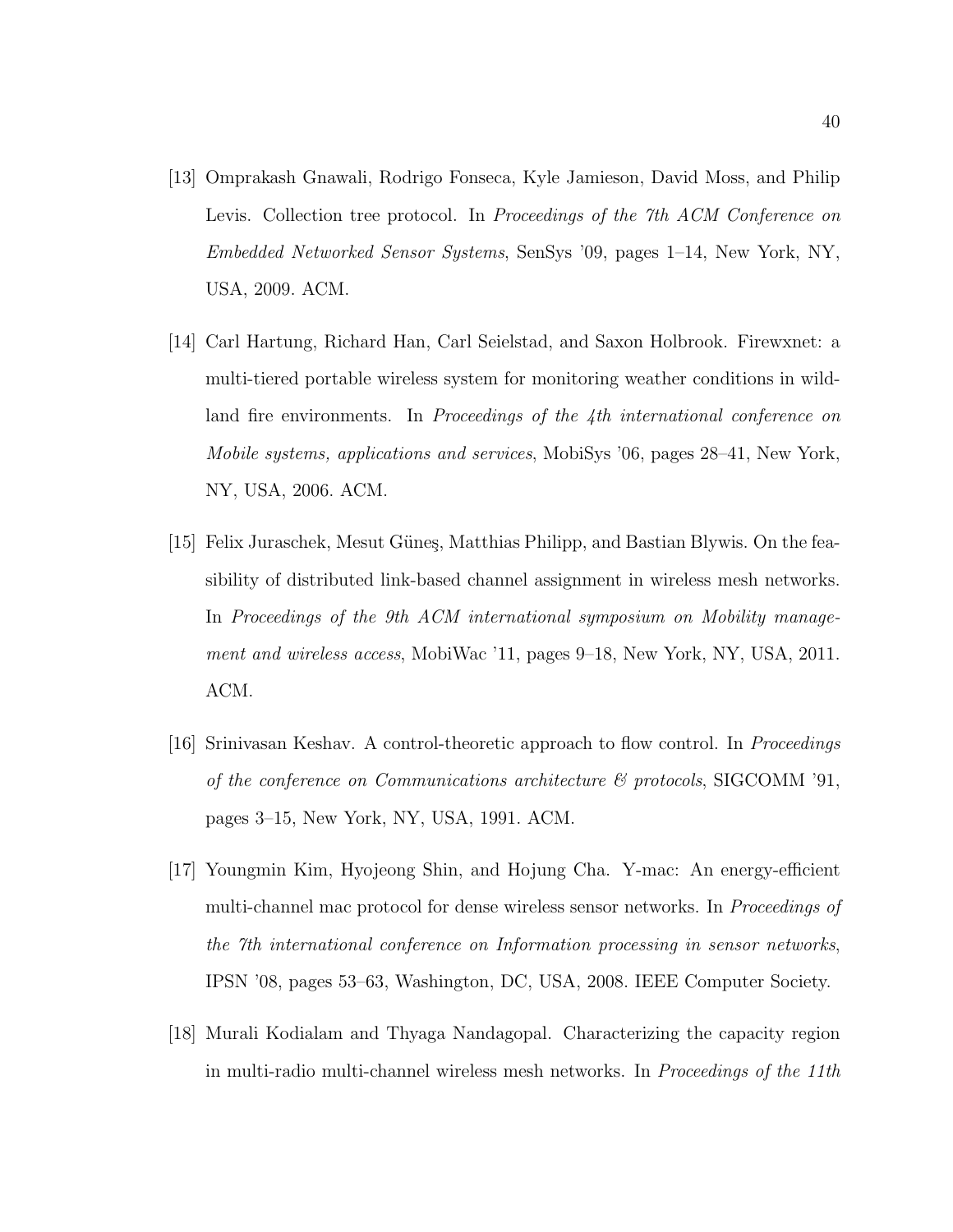[13] Omprakash Gnawali, Rodrigo Fonseca, Kyle Jamieson, David Moss, and Philip Levis. Collection tree protocol. In *Proceedings of the 7th ACM Conference on Embedded Networked Sensor Systems*, SenSys '09, pages 1–14, New York, NY, USA, 2009. ACM.

[14] Carl Hartung, Richard Han, Carl Seielstad, and Saxon Holbrook. Firewxnet: a multi-tiered portable wireless system for monitoring weather conditions in wildland fire environments. In *Proceedings of the 4th international conference on Mobile systems, applications and services*, MobiSys '06, pages 28–41, New York, NY, USA, 2006. ACM.

[15] Felix Juraschek, Mesut Güneş, Matthias Philipp, and Bastian Blywis. On the feasibility of distributed link-based channel assignment in wireless mesh networks. In *Proceedings of the 9th ACM international symposium on Mobility management and wireless access*, MobiWac '11, pages 9–18, New York, NY, USA, 2011. ACM.

[16] Srinivasan Keshav. A control-theoretic approach to flow control. In *Proceedings of the conference on Communications architecture & protocols*, SIGCOMM '91, pages 3–15, New York, NY, USA, 1991. ACM.

[17] Youngmin Kim, Hyojeong Shin, and Hojung Cha. Y-mac: An energy-efficient multi-channel mac protocol for dense wireless sensor networks. In *Proceedings of the 7th international conference on Information processing in sensor networks*, IPSN '08, pages 53–63, Washington, DC, USA, 2008. IEEE Computer Society.

[18] Murali Kodialam and Thyaga Nandagopal. Characterizing the capacity region in multi-radio multi-channel wireless mesh networks. In *Proceedings of the 11th*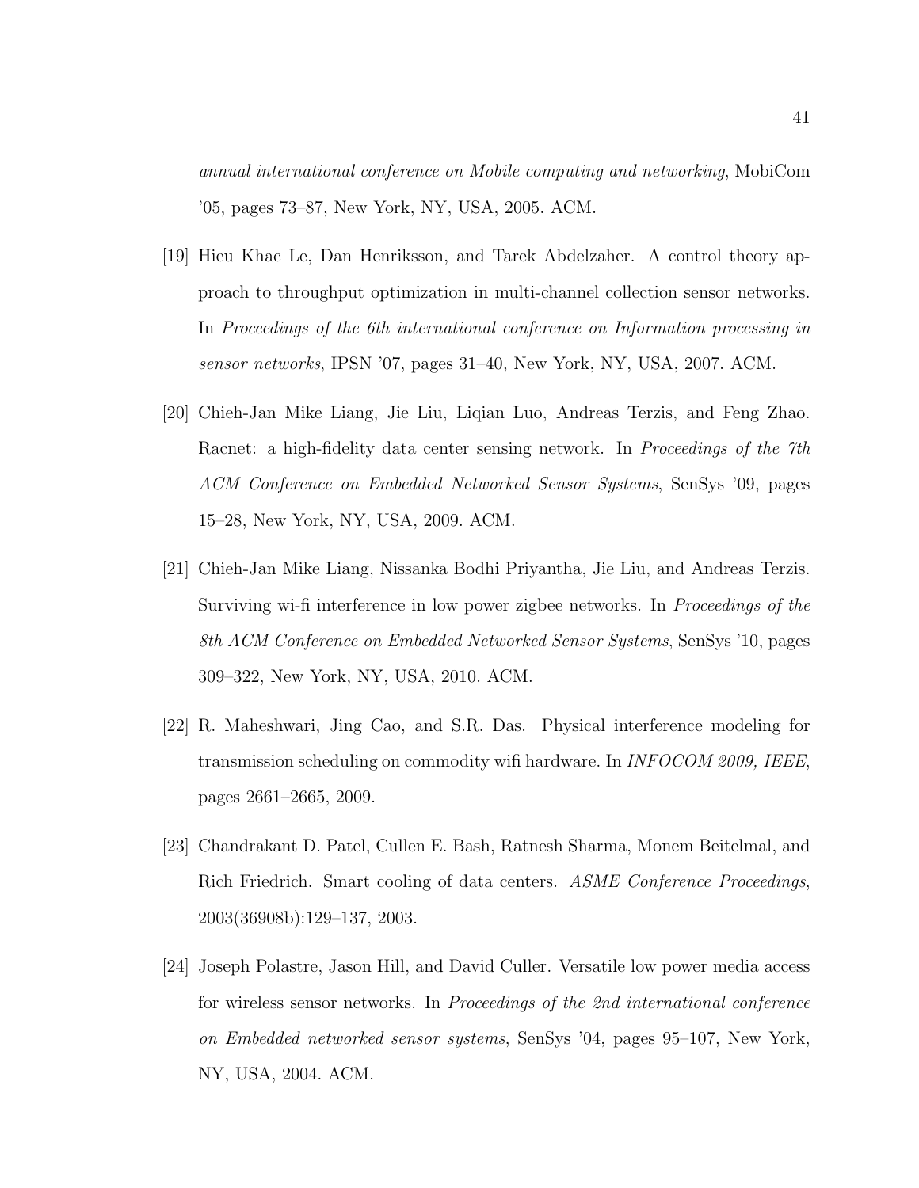*annual international conference on Mobile computing and networking*, MobiCom '05, pages 73–87, New York, NY, USA, 2005. ACM.

[19] Hieu Khac Le, Dan Henriksson, and Tarek Abdelzaher. A control theory approach to throughput optimization in multi-channel collection sensor networks. In *Proceedings of the 6th international conference on Information processing in sensor networks*, IPSN '07, pages 31–40, New York, NY, USA, 2007. ACM.

[20] Chieh-Jan Mike Liang, Jie Liu, Liqian Luo, Andreas Terzis, and Feng Zhao. Racnet: a high-fidelity data center sensing network. In *Proceedings of the 7th ACM Conference on Embedded Networked Sensor Systems*, SenSys '09, pages 15–28, New York, NY, USA, 2009. ACM.

[21] Chieh-Jan Mike Liang, Nissanka Bodhi Priyantha, Jie Liu, and Andreas Terzis. Surviving wi-fi interference in low power zigbee networks. In *Proceedings of the 8th ACM Conference on Embedded Networked Sensor Systems*, SenSys '10, pages 309–322, New York, NY, USA, 2010. ACM.

[22] R. Maheshwari, Jing Cao, and S.R. Das. Physical interference modeling for transmission scheduling on commodity wifi hardware. In *INFOCOM 2009, IEEE*, pages 2661–2665, 2009.

[23] Chandrakant D. Patel, Cullen E. Bash, Ratnesh Sharma, Monem Beitelmal, and Rich Friedrich. Smart cooling of data centers. *ASME Conference Proceedings*, 2003(36908b):129–137, 2003.

[24] Joseph Polastre, Jason Hill, and David Culler. Versatile low power media access for wireless sensor networks. In *Proceedings of the 2nd international conference on Embedded networked sensor systems*, SenSys '04, pages 95–107, New York, NY, USA, 2004. ACM.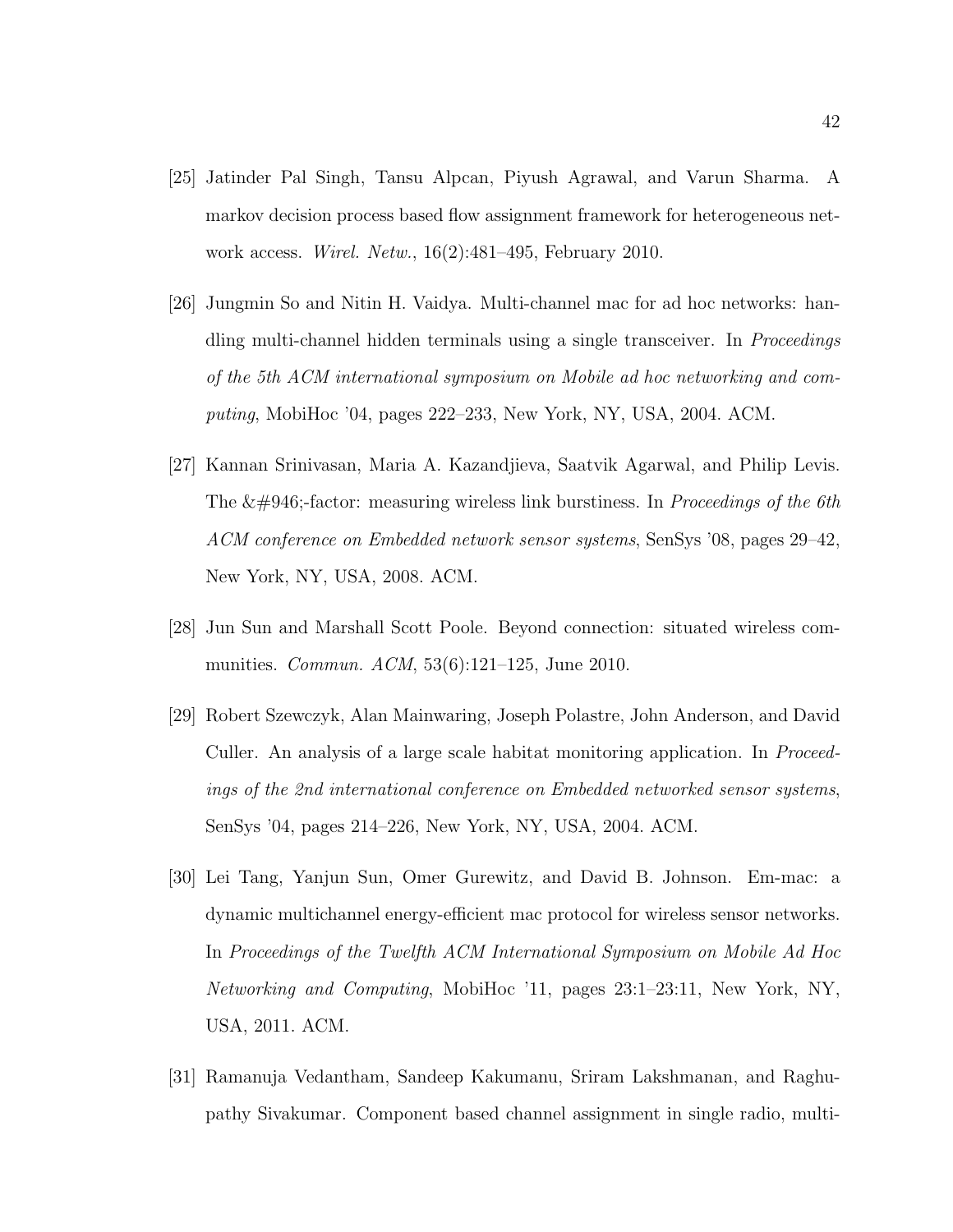[25] Jatinder Pal Singh, Tansu Alpcan, Piyush Agrawal, and Varun Sharma. A markov decision process based flow assignment framework for heterogeneous network access. *Wirel. Netw.*, 16(2):481–495, February 2010.

[26] Jungmin So and Nitin H. Vaidya. Multi-channel mac for ad hoc networks: handling multi-channel hidden terminals using a single transceiver. In *Proceedings of the 5th ACM international symposium on Mobile ad hoc networking and computing*, MobiHoc '04, pages 222–233, New York, NY, USA, 2004. ACM.

[27] Kannan Srinivasan, Maria A. Kazandjieva, Saatvik Agarwal, and Philip Levis. The &#946;-factor: measuring wireless link burstiness. In *Proceedings of the 6th ACM conference on Embedded network sensor systems*, SenSys '08, pages 29–42, New York, NY, USA, 2008. ACM.

[28] Jun Sun and Marshall Scott Poole. Beyond connection: situated wireless communities. *Commun. ACM*, 53(6):121–125, June 2010.

[29] Robert Szewczyk, Alan Mainwaring, Joseph Polastre, John Anderson, and David Culler. An analysis of a large scale habitat monitoring application. In *Proceedings of the 2nd international conference on Embedded networked sensor systems*, SenSys '04, pages 214–226, New York, NY, USA, 2004. ACM.

[30] Lei Tang, Yanjun Sun, Omer Gurewitz, and David B. Johnson. Em-mac: a dynamic multichannel energy-efficient mac protocol for wireless sensor networks. In *Proceedings of the Twelfth ACM International Symposium on Mobile Ad Hoc Networking and Computing*, MobiHoc '11, pages 23:1–23:11, New York, NY, USA, 2011. ACM.

[31] Ramanuja Vedantham, Sandeep Kakumanu, Sriram Lakshmanan, and Raghupathy Sivakumar. Component based channel assignment in single radio, multi-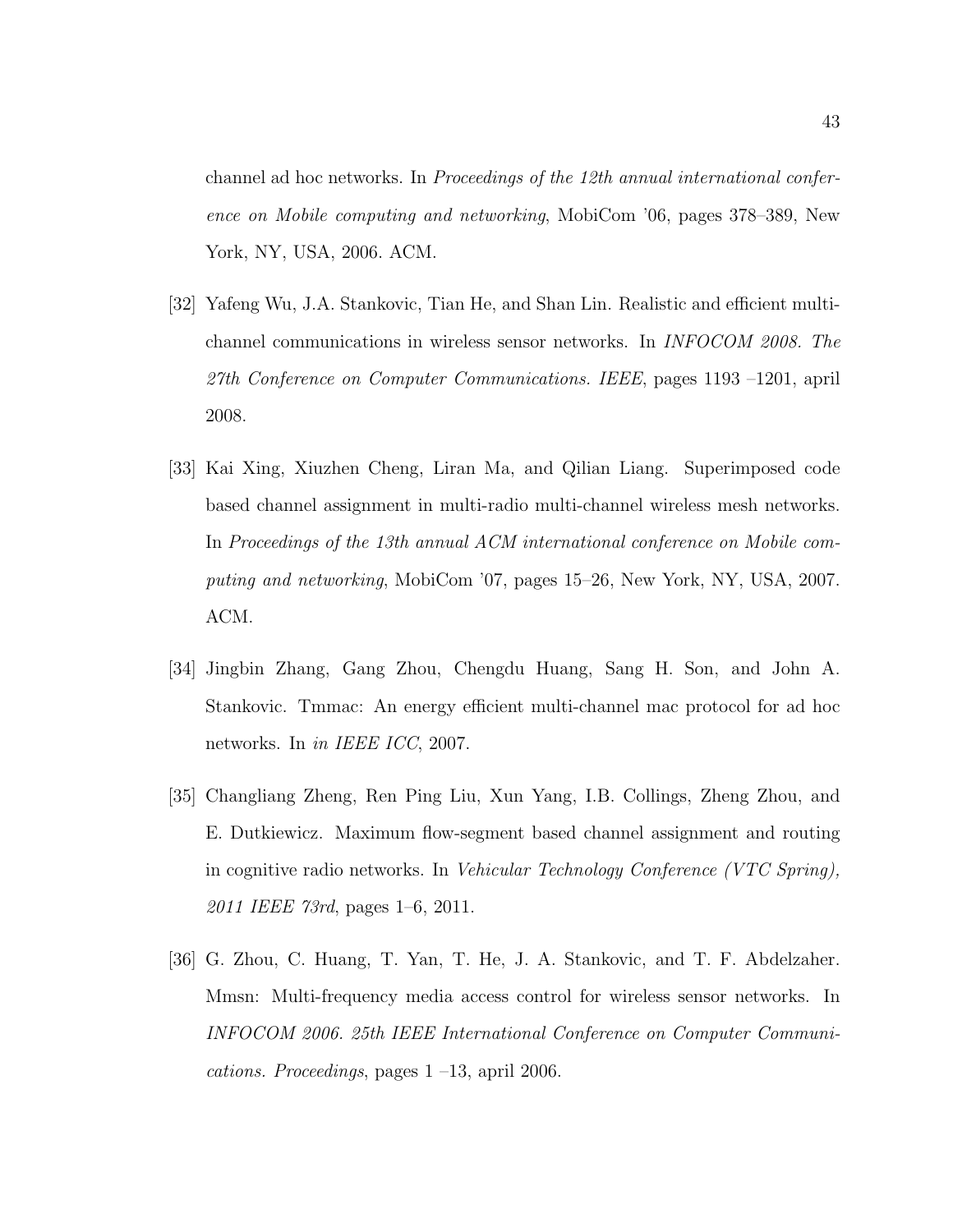channel ad hoc networks. In *Proceedings of the 12th annual international conference on Mobile computing and networking*, MobiCom '06, pages 378–389, New York, NY, USA, 2006. ACM.

[32] Yafeng Wu, J.A. Stankovic, Tian He, and Shan Lin. Realistic and efficient multi-channel communications in wireless sensor networks. In *INFOCOM 2008. The 27th Conference on Computer Communications. IEEE*, pages 1193 –1201, april 2008.

[33] Kai Xing, Xiuzhen Cheng, Liran Ma, and Qilian Liang. Superimposed code based channel assignment in multi-radio multi-channel wireless mesh networks. In *Proceedings of the 13th annual ACM international conference on Mobile computing and networking*, MobiCom '07, pages 15–26, New York, NY, USA, 2007. ACM.

[34] Jingbin Zhang, Gang Zhou, Chengdu Huang, Sang H. Son, and John A. Stankovic. Tmmac: An energy efficient multi-channel mac protocol for ad hoc networks. In *in IEEE ICC*, 2007.

[35] Changliang Zheng, Ren Ping Liu, Xun Yang, I.B. Collings, Zheng Zhou, and E. Dutkiewicz. Maximum flow-segment based channel assignment and routing in cognitive radio networks. In *Vehicular Technology Conference (VTC Spring), 2011 IEEE 73rd*, pages 1–6, 2011.

[36] G. Zhou, C. Huang, T. Yan, T. He, J. A. Stankovic, and T. F. Abdelzaher. Mmsn: Multi-frequency media access control for wireless sensor networks. In *INFOCOM 2006. 25th IEEE International Conference on Computer Communications. Proceedings*, pages 1 –13, april 2006.